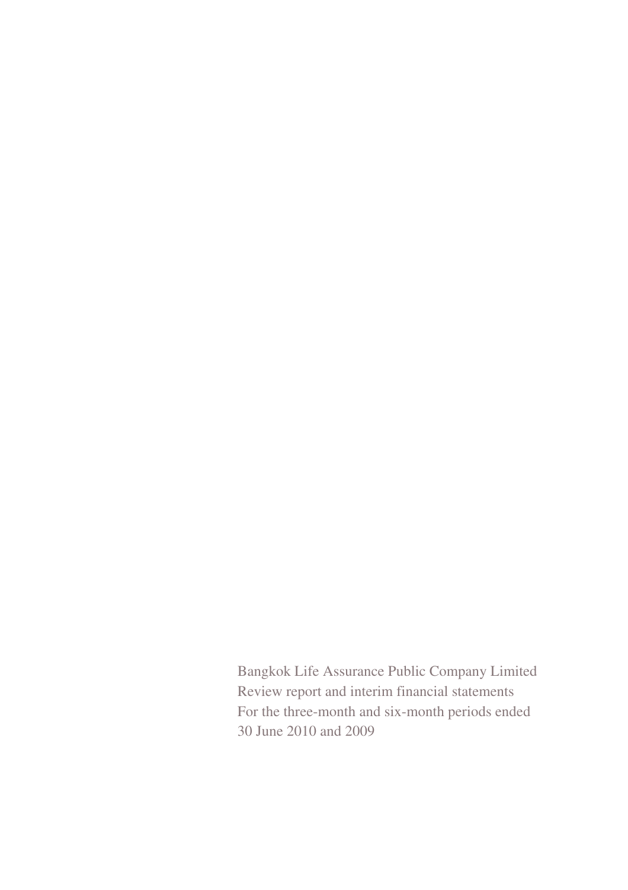Bangkok Life Assurance Public Company Limited

Review report and interim financial statements

For the three-month and six-month periods ended

30 June 2010 and 2009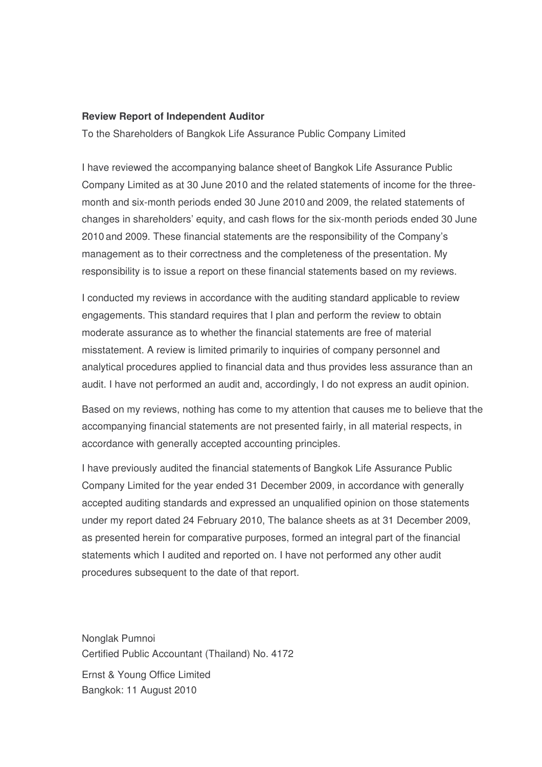**Review Report of Independent Auditor**

To the Shareholders of Bangkok Life Assurance Public Company Limited

I have reviewed the accompanying balance sheet of Bangkok Life Assurance Public Company Limited as at 30 June 2010 and the related statements of income for the three-month and six-month periods ended 30 June 2010 and 2009, the related statements of changes in shareholders' equity, and cash flows for the six-month periods ended 30 June 2010 and 2009. These financial statements are the responsibility of the Company's management as to their correctness and the completeness of the presentation. My responsibility is to issue a report on these financial statements based on my reviews.

I conducted my reviews in accordance with the auditing standard applicable to review engagements. This standard requires that I plan and perform the review to obtain moderate assurance as to whether the financial statements are free of material misstatement. A review is limited primarily to inquiries of company personnel and analytical procedures applied to financial data and thus provides less assurance than an audit. I have not performed an audit and, accordingly, I do not express an audit opinion.

Based on my reviews, nothing has come to my attention that causes me to believe that the accompanying financial statements are not presented fairly, in all material respects, in accordance with generally accepted accounting principles.

I have previously audited the financial statements of Bangkok Life Assurance Public Company Limited for the year ended 31 December 2009, in accordance with generally accepted auditing standards and expressed an unqualified opinion on those statements under my report dated 24 February 2010, The balance sheets as at 31 December 2009, as presented herein for comparative purposes, formed an integral part of the financial statements which I audited and reported on. I have not performed any other audit procedures subsequent to the date of that report.

Nonglak Pumnoi
Certified Public Accountant (Thailand) No. 4172

Ernst & Young Office Limited
Bangkok: 11 August 2010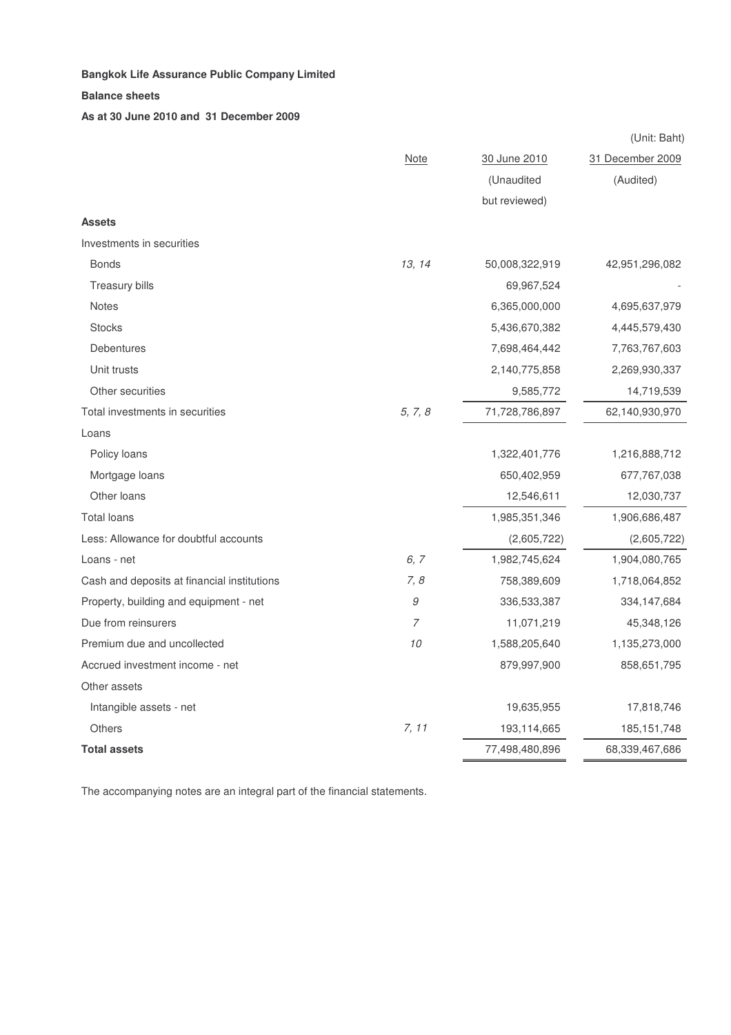**Bangkok Life Assurance Public Company Limited**

**Balance sheets**

**As at 30 June 2010 and 31 December 2009**

(Unit: Baht)

| | Note | 30 June 2010 (Unaudited but reviewed) | 31 December 2009 (Audited) |
|---|---|---|---|
| **Assets** | | | |
| Investments in securities | | | |
| Bonds | *13, 14* | 50,008,322,919 | 42,951,296,082 |
| Treasury bills | | 69,967,524 | - |
| Notes | | 6,365,000,000 | 4,695,637,979 |
| Stocks | | 5,436,670,382 | 4,445,579,430 |
| Debentures | | 7,698,464,442 | 7,763,767,603 |
| Unit trusts | | 2,140,775,858 | 2,269,930,337 |
| Other securities | | 9,585,772 | 14,719,539 |
| Total investments in securities | *5, 7, 8* | 71,728,786,897 | 62,140,930,970 |
| Loans | | | |
| Policy loans | | 1,322,401,776 | 1,216,888,712 |
| Mortgage loans | | 650,402,959 | 677,767,038 |
| Other loans | | 12,546,611 | 12,030,737 |
| Total loans | | 1,985,351,346 | 1,906,686,487 |
| Less: Allowance for doubtful accounts | | (2,605,722) | (2,605,722) |
| Loans - net | *6, 7* | 1,982,745,624 | 1,904,080,765 |
| Cash and deposits at financial institutions | *7, 8* | 758,389,609 | 1,718,064,852 |
| Property, building and equipment - net | *9* | 336,533,387 | 334,147,684 |
| Due from reinsurers | *7* | 11,071,219 | 45,348,126 |
| Premium due and uncollected | *10* | 1,588,205,640 | 1,135,273,000 |
| Accrued investment income - net | | 879,997,900 | 858,651,795 |
| Other assets | | | |
| Intangible assets - net | | 19,635,955 | 17,818,746 |
| Others | *7, 11* | 193,114,665 | 185,151,748 |
| **Total assets** | | 77,498,480,896 | 68,339,467,686 |

The accompanying notes are an integral part of the financial statements.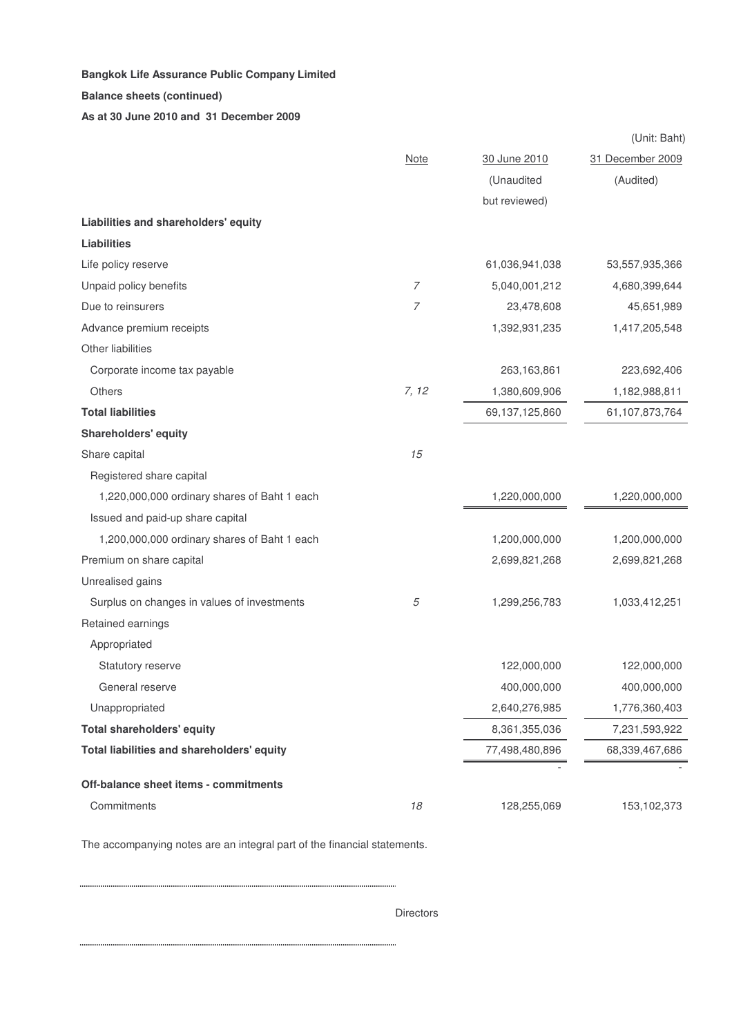**Bangkok Life Assurance Public Company Limited**

**Balance sheets (continued)**

**As at 30 June 2010 and 31 December 2009**

(Unit: Baht)

| | Note | 30 June 2010 (Unaudited but reviewed) | 31 December 2009 (Audited) |
|---|---|---|---|
| **Liabilities and shareholders' equity** | | | |
| **Liabilities** | | | |
| Life policy reserve | | 61,036,941,038 | 53,557,935,366 |
| Unpaid policy benefits | 7 | 5,040,001,212 | 4,680,399,644 |
| Due to reinsurers | 7 | 23,478,608 | 45,651,989 |
| Advance premium receipts | | 1,392,931,235 | 1,417,205,548 |
| Other liabilities | | | |
| Corporate income tax payable | | 263,163,861 | 223,692,406 |
| Others | 7, 12 | 1,380,609,906 | 1,182,988,811 |
| **Total liabilities** | | 69,137,125,860 | 61,107,873,764 |
| **Shareholders' equity** | | | |
| Share capital | 15 | | |
| Registered share capital | | | |
| 1,220,000,000 ordinary shares of Baht 1 each | | 1,220,000,000 | 1,220,000,000 |
| Issued and paid-up share capital | | | |
| 1,200,000,000 ordinary shares of Baht 1 each | | 1,200,000,000 | 1,200,000,000 |
| Premium on share capital | | 2,699,821,268 | 2,699,821,268 |
| Unrealised gains | | | |
| Surplus on changes in values of investments | 5 | 1,299,256,783 | 1,033,412,251 |
| Retained earnings | | | |
| Appropriated | | | |
| Statutory reserve | | 122,000,000 | 122,000,000 |
| General reserve | | 400,000,000 | 400,000,000 |
| Unappropriated | | 2,640,276,985 | 1,776,360,403 |
| **Total shareholders' equity** | | 8,361,355,036 | 7,231,593,922 |
| **Total liabilities and shareholders' equity** | | 77,498,480,896 | 68,339,467,686 |
| | | - | - |
| **Off-balance sheet items - commitments** | | | |
| Commitments | 18 | 128,255,069 | 153,102,373 |

The accompanying notes are an integral part of the financial statements.

Directors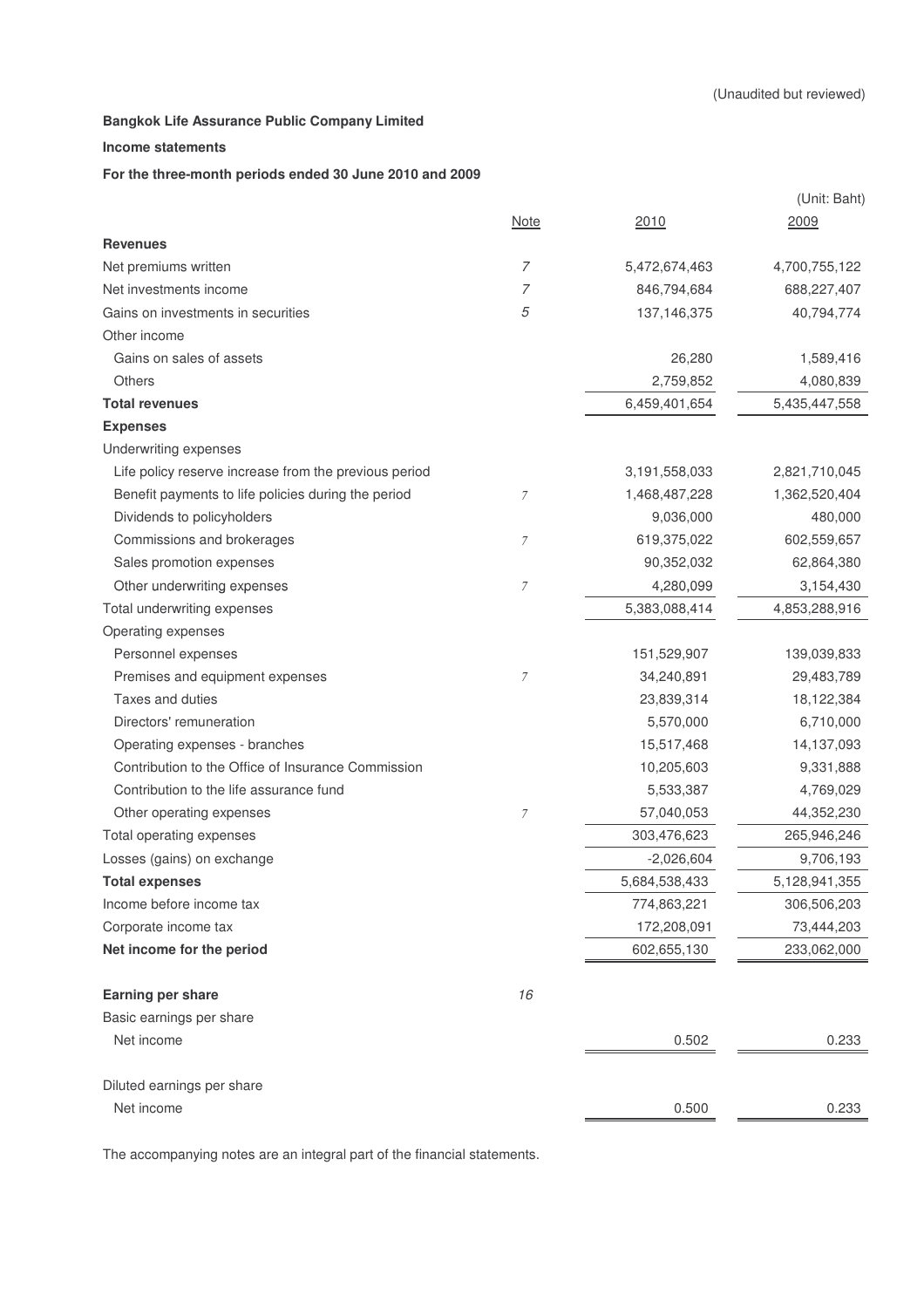(Unaudited but reviewed)

**Bangkok Life Assurance Public Company Limited**

**Income statements**

**For the three-month periods ended 30 June 2010 and 2009**

(Unit: Baht)

| | Note | 2010 | 2009 |
|---|---|---|---|
| **Revenues** | | | |
| Net premiums written | 7 | 5,472,674,463 | 4,700,755,122 |
| Net investments income | 7 | 846,794,684 | 688,227,407 |
| Gains on investments in securities | 5 | 137,146,375 | 40,794,774 |
| Other income | | | |
| Gains on sales of assets | | 26,280 | 1,589,416 |
| Others | | 2,759,852 | 4,080,839 |
| **Total revenues** | | 6,459,401,654 | 5,435,447,558 |
| **Expenses** | | | |
| Underwriting expenses | | | |
| Life policy reserve increase from the previous period | | 3,191,558,033 | 2,821,710,045 |
| Benefit payments to life policies during the period | 7 | 1,468,487,228 | 1,362,520,404 |
| Dividends to policyholders | | 9,036,000 | 480,000 |
| Commissions and brokerages | 7 | 619,375,022 | 602,559,657 |
| Sales promotion expenses | | 90,352,032 | 62,864,380 |
| Other underwriting expenses | 7 | 4,280,099 | 3,154,430 |
| Total underwriting expenses | | 5,383,088,414 | 4,853,288,916 |
| Operating expenses | | | |
| Personnel expenses | | 151,529,907 | 139,039,833 |
| Premises and equipment expenses | 7 | 34,240,891 | 29,483,789 |
| Taxes and duties | | 23,839,314 | 18,122,384 |
| Directors' remuneration | | 5,570,000 | 6,710,000 |
| Operating expenses - branches | | 15,517,468 | 14,137,093 |
| Contribution to the Office of Insurance Commission | | 10,205,603 | 9,331,888 |
| Contribution to the life assurance fund | | 5,533,387 | 4,769,029 |
| Other operating expenses | 7 | 57,040,053 | 44,352,230 |
| Total operating expenses | | 303,476,623 | 265,946,246 |
| Losses (gains) on exchange | | -2,026,604 | 9,706,193 |
| **Total expenses** | | 5,684,538,433 | 5,128,941,355 |
| Income before income tax | | 774,863,221 | 306,506,203 |
| Corporate income tax | | 172,208,091 | 73,444,203 |
| **Net income for the period** | | 602,655,130 | 233,062,000 |
| | | | |
| **Earning per share** | 16 | | |
| Basic earnings per share | | | |
| Net income | | 0.502 | 0.233 |
| | | | |
| Diluted earnings per share | | | |
| Net income | | 0.500 | 0.233 |

The accompanying notes are an integral part of the financial statements.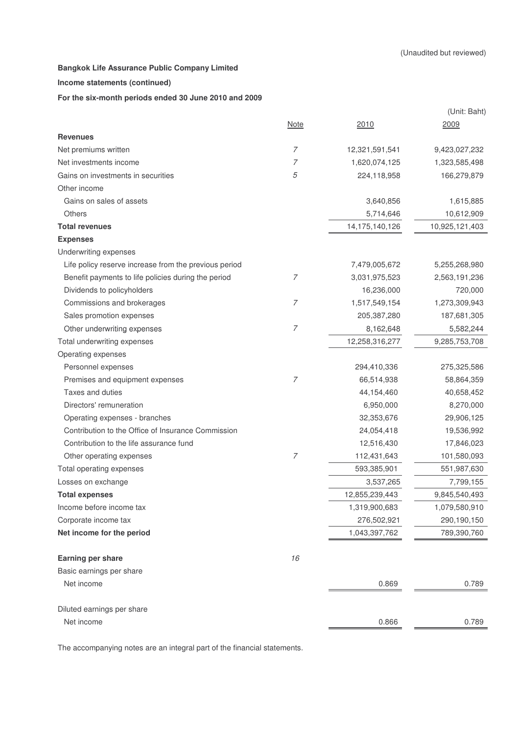(Unaudited but reviewed)

**Bangkok Life Assurance Public Company Limited**

**Income statements (continued)**

**For the six-month periods ended 30 June 2010 and 2009**

(Unit: Baht)

| | Note | 2010 | 2009 |
|---|---|---|---|
| **Revenues** | | | |
| Net premiums written | *7* | 12,321,591,541 | 9,423,027,232 |
| Net investments income | *7* | 1,620,074,125 | 1,323,585,498 |
| Gains on investments in securities | *5* | 224,118,958 | 166,279,879 |
| Other income | | | |
| Gains on sales of assets | | 3,640,856 | 1,615,885 |
| Others | | 5,714,646 | 10,612,909 |
| **Total revenues** | | 14,175,140,126 | 10,925,121,403 |
| **Expenses** | | | |
| Underwriting expenses | | | |
| Life policy reserve increase from the previous period | | 7,479,005,672 | 5,255,268,980 |
| Benefit payments to life policies during the period | *7* | 3,031,975,523 | 2,563,191,236 |
| Dividends to policyholders | | 16,236,000 | 720,000 |
| Commissions and brokerages | *7* | 1,517,549,154 | 1,273,309,943 |
| Sales promotion expenses | | 205,387,280 | 187,681,305 |
| Other underwriting expenses | *7* | 8,162,648 | 5,582,244 |
| Total underwriting expenses | | 12,258,316,277 | 9,285,753,708 |
| Operating expenses | | | |
| Personnel expenses | | 294,410,336 | 275,325,586 |
| Premises and equipment expenses | *7* | 66,514,938 | 58,864,359 |
| Taxes and duties | | 44,154,460 | 40,658,452 |
| Directors' remuneration | | 6,950,000 | 8,270,000 |
| Operating expenses - branches | | 32,353,676 | 29,906,125 |
| Contribution to the Office of Insurance Commission | | 24,054,418 | 19,536,992 |
| Contribution to the life assurance fund | | 12,516,430 | 17,846,023 |
| Other operating expenses | *7* | 112,431,643 | 101,580,093 |
| Total operating expenses | | 593,385,901 | 551,987,630 |
| Losses on exchange | | 3,537,265 | 7,799,155 |
| **Total expenses** | | 12,855,239,443 | 9,845,540,493 |
| Income before income tax | | 1,319,900,683 | 1,079,580,910 |
| Corporate income tax | | 276,502,921 | 290,190,150 |
| **Net income for the period** | | 1,043,397,762 | 789,390,760 |
| | | | |
| **Earning per share** | *16* | | |
| Basic earnings per share | | | |
| Net income | | 0.869 | 0.789 |
| | | | |
| Diluted earnings per share | | | |
| Net income | | 0.866 | 0.789 |

The accompanying notes are an integral part of the financial statements.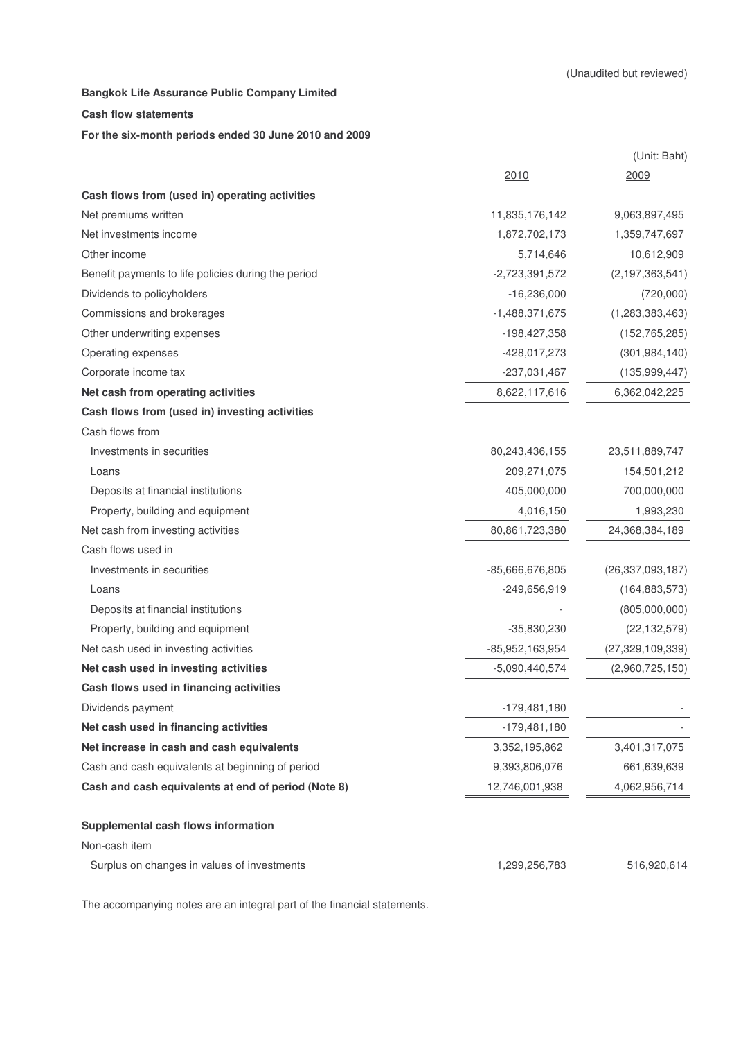(Unaudited but reviewed)

**Bangkok Life Assurance Public Company Limited**

**Cash flow statements**

**For the six-month periods ended 30 June 2010 and 2009**

(Unit: Baht)

| | 2010 | 2009 |
|---|---|---|
| **Cash flows from (used in) operating activities** | | |
| Net premiums written | 11,835,176,142 | 9,063,897,495 |
| Net investments income | 1,872,702,173 | 1,359,747,697 |
| Other income | 5,714,646 | 10,612,909 |
| Benefit payments to life policies during the period | -2,723,391,572 | (2,197,363,541) |
| Dividends to policyholders | -16,236,000 | (720,000) |
| Commissions and brokerages | -1,488,371,675 | (1,283,383,463) |
| Other underwriting expenses | -198,427,358 | (152,765,285) |
| Operating expenses | -428,017,273 | (301,984,140) |
| Corporate income tax | -237,031,467 | (135,999,447) |
| **Net cash from operating activities** | 8,622,117,616 | 6,362,042,225 |
| **Cash flows from (used in) investing activities** | | |
| Cash flows from | | |
| Investments in securities | 80,243,436,155 | 23,511,889,747 |
| Loans | 209,271,075 | 154,501,212 |
| Deposits at financial institutions | 405,000,000 | 700,000,000 |
| Property, building and equipment | 4,016,150 | 1,993,230 |
| Net cash from investing activities | 80,861,723,380 | 24,368,384,189 |
| Cash flows used in | | |
| Investments in securities | -85,666,676,805 | (26,337,093,187) |
| Loans | -249,656,919 | (164,883,573) |
| Deposits at financial institutions | - | (805,000,000) |
| Property, building and equipment | -35,830,230 | (22,132,579) |
| Net cash used in investing activities | -85,952,163,954 | (27,329,109,339) |
| **Net cash used in investing activities** | -5,090,440,574 | (2,960,725,150) |
| **Cash flows used in financing activities** | | |
| Dividends payment | -179,481,180 | - |
| **Net cash used in financing activities** | -179,481,180 | - |
| **Net increase in cash and cash equivalents** | 3,352,195,862 | 3,401,317,075 |
| Cash and cash equivalents at beginning of period | 9,393,806,076 | 661,639,639 |
| **Cash and cash equivalents at end of period (Note 8)** | 12,746,001,938 | 4,062,956,714 |
| | | |
| **Supplemental cash flows information** | | |
| Non-cash item | | |
| Surplus on changes in values of investments | 1,299,256,783 | 516,920,614 |

The accompanying notes are an integral part of the financial statements.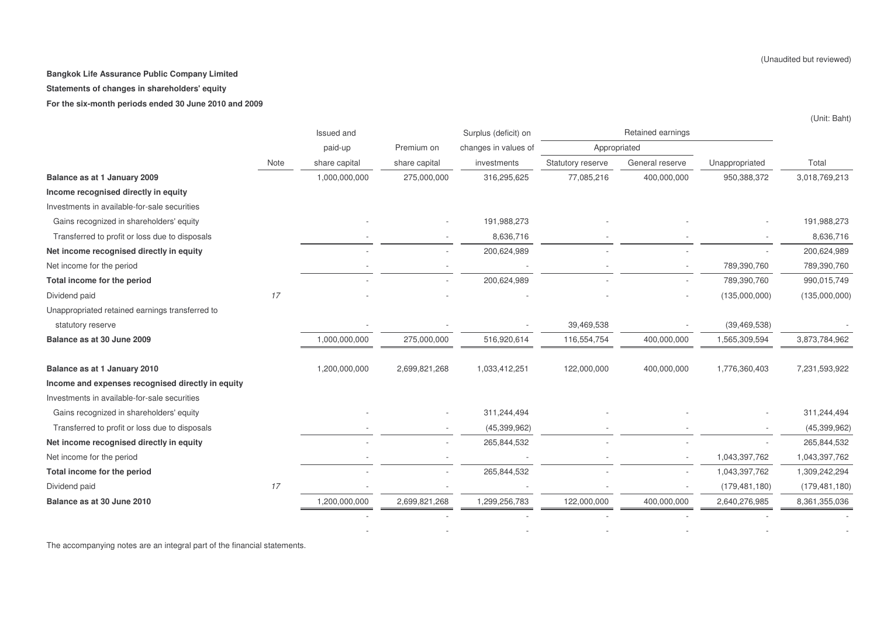(Unaudited but reviewed)

**Bangkok Life Assurance Public Company Limited**

**Statements of changes in shareholders' equity**

**For the six-month periods ended 30 June 2010 and 2009**

(Unit: Baht)

| | Note | Issued and paid-up share capital | Premium on share capital | Surplus (deficit) on changes in values of investments | Retained earnings | | | Total |
|---|---|---|---|---|---|---|---|---|
| | | | | | Appropriated | | | |
| | | | | | Statutory reserve | General reserve | Unappropriated | |
| **Balance as at 1 January 2009** | | 1,000,000,000 | 275,000,000 | 316,295,625 | 77,085,216 | 400,000,000 | 950,388,372 | 3,018,769,213 |
| **Income recognised directly in equity** | | | | | | | | |
| Investments in available-for-sale securities | | | | | | | | |
| Gains recognized in shareholders' equity | | - | - | 191,988,273 | - | - | - | 191,988,273 |
| Transferred to profit or loss due to disposals | | - | - | 8,636,716 | - | - | - | 8,636,716 |
| **Net income recognised directly in equity** | | - | - | 200,624,989 | - | - | - | 200,624,989 |
| Net income for the period | | - | - | - | - | - | 789,390,760 | 789,390,760 |
| **Total income for the period** | | - | - | 200,624,989 | - | - | 789,390,760 | 990,015,749 |
| Dividend paid | 17 | - | - | - | - | - | (135,000,000) | (135,000,000) |
| Unappropriated retained earnings transferred to statutory reserve | | - | - | - | 39,469,538 | - | (39,469,538) | - |
| **Balance as at 30 June 2009** | | 1,000,000,000 | 275,000,000 | 516,920,614 | 116,554,754 | 400,000,000 | 1,565,309,594 | 3,873,784,962 |
| | | | | | | | | |
| **Balance as at 1 January 2010** | | 1,200,000,000 | 2,699,821,268 | 1,033,412,251 | 122,000,000 | 400,000,000 | 1,776,360,403 | 7,231,593,922 |
| **Income and expenses recognised directly in equity** | | | | | | | | |
| Investments in available-for-sale securities | | | | | | | | |
| Gains recognized in shareholders' equity | | - | - | 311,244,494 | - | - | - | 311,244,494 |
| Transferred to profit or loss due to disposals | | - | - | (45,399,962) | - | - | - | (45,399,962) |
| **Net income recognised directly in equity** | | - | - | 265,844,532 | - | - | - | 265,844,532 |
| Net income for the period | | - | - | - | - | - | 1,043,397,762 | 1,043,397,762 |
| **Total income for the period** | | - | - | 265,844,532 | - | - | 1,043,397,762 | 1,309,242,294 |
| Dividend paid | 17 | - | - | - | - | - | (179,481,180) | (179,481,180) |
| **Balance as at 30 June 2010** | | 1,200,000,000 | 2,699,821,268 | 1,299,256,783 | 122,000,000 | 400,000,000 | 2,640,276,985 | 8,361,355,036 |
| | | - | - | - | - | - | - | - |
| | | - | - | - | - | - | - | - |

The accompanying notes are an integral part of the financial statements.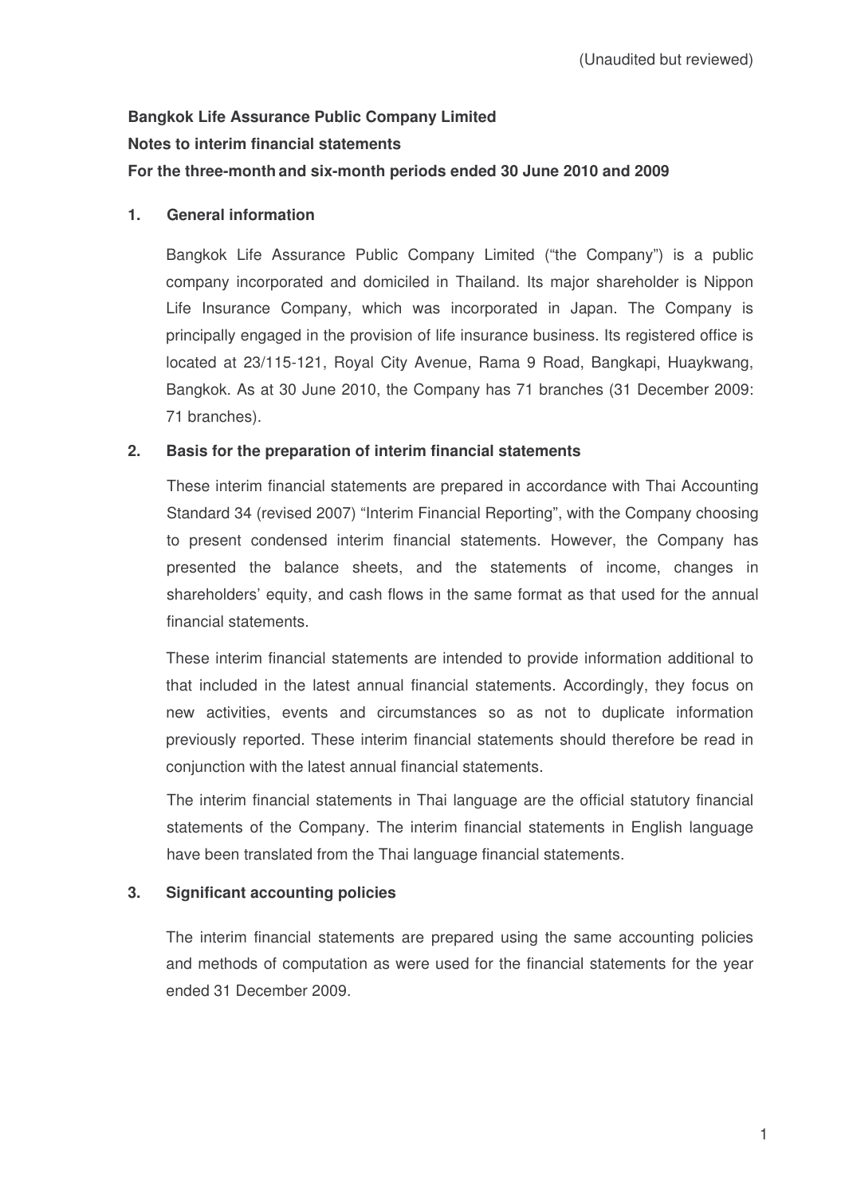(Unaudited but reviewed)

**Bangkok Life Assurance Public Company Limited**

**Notes to interim financial statements**

**For the three-month and six-month periods ended 30 June 2010 and 2009**

## 1. General information

Bangkok Life Assurance Public Company Limited ("the Company") is a public company incorporated and domiciled in Thailand. Its major shareholder is Nippon Life Insurance Company, which was incorporated in Japan. The Company is principally engaged in the provision of life insurance business. Its registered office is located at 23/115-121, Royal City Avenue, Rama 9 Road, Bangkapi, Huaykwang, Bangkok. As at 30 June 2010, the Company has 71 branches (31 December 2009: 71 branches).

## 2. Basis for the preparation of interim financial statements

These interim financial statements are prepared in accordance with Thai Accounting Standard 34 (revised 2007) "Interim Financial Reporting", with the Company choosing to present condensed interim financial statements. However, the Company has presented the balance sheets, and the statements of income, changes in shareholders' equity, and cash flows in the same format as that used for the annual financial statements.

These interim financial statements are intended to provide information additional to that included in the latest annual financial statements. Accordingly, they focus on new activities, events and circumstances so as not to duplicate information previously reported. These interim financial statements should therefore be read in conjunction with the latest annual financial statements.

The interim financial statements in Thai language are the official statutory financial statements of the Company. The interim financial statements in English language have been translated from the Thai language financial statements.

## 3. Significant accounting policies

The interim financial statements are prepared using the same accounting policies and methods of computation as were used for the financial statements for the year ended 31 December 2009.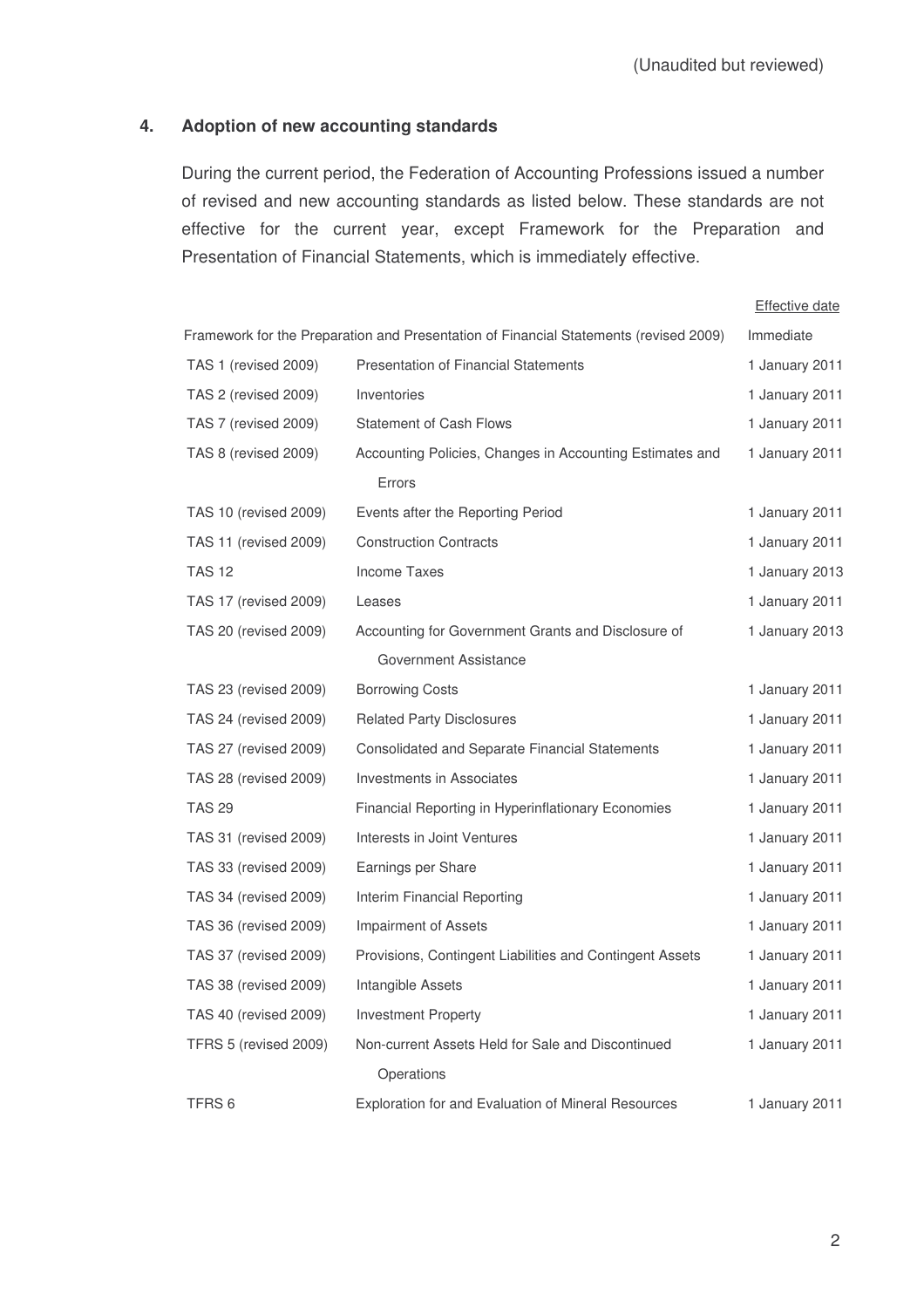(Unaudited but reviewed)

## 4. Adoption of new accounting standards

During the current period, the Federation of Accounting Professions issued a number of revised and new accounting standards as listed below. These standards are not effective for the current year, except Framework for the Preparation and Presentation of Financial Statements, which is immediately effective.

| | | Effective date |
|---|---|---|
| Framework for the Preparation and Presentation of Financial Statements (revised 2009) | | Immediate |
| TAS 1 (revised 2009) | Presentation of Financial Statements | 1 January 2011 |
| TAS 2 (revised 2009) | Inventories | 1 January 2011 |
| TAS 7 (revised 2009) | Statement of Cash Flows | 1 January 2011 |
| TAS 8 (revised 2009) | Accounting Policies, Changes in Accounting Estimates and Errors | 1 January 2011 |
| TAS 10 (revised 2009) | Events after the Reporting Period | 1 January 2011 |
| TAS 11 (revised 2009) | Construction Contracts | 1 January 2011 |
| TAS 12 | Income Taxes | 1 January 2013 |
| TAS 17 (revised 2009) | Leases | 1 January 2011 |
| TAS 20 (revised 2009) | Accounting for Government Grants and Disclosure of Government Assistance | 1 January 2013 |
| TAS 23 (revised 2009) | Borrowing Costs | 1 January 2011 |
| TAS 24 (revised 2009) | Related Party Disclosures | 1 January 2011 |
| TAS 27 (revised 2009) | Consolidated and Separate Financial Statements | 1 January 2011 |
| TAS 28 (revised 2009) | Investments in Associates | 1 January 2011 |
| TAS 29 | Financial Reporting in Hyperinflationary Economies | 1 January 2011 |
| TAS 31 (revised 2009) | Interests in Joint Ventures | 1 January 2011 |
| TAS 33 (revised 2009) | Earnings per Share | 1 January 2011 |
| TAS 34 (revised 2009) | Interim Financial Reporting | 1 January 2011 |
| TAS 36 (revised 2009) | Impairment of Assets | 1 January 2011 |
| TAS 37 (revised 2009) | Provisions, Contingent Liabilities and Contingent Assets | 1 January 2011 |
| TAS 38 (revised 2009) | Intangible Assets | 1 January 2011 |
| TAS 40 (revised 2009) | Investment Property | 1 January 2011 |
| TFRS 5 (revised 2009) | Non-current Assets Held for Sale and Discontinued Operations | 1 January 2011 |
| TFRS 6 | Exploration for and Evaluation of Mineral Resources | 1 January 2011 |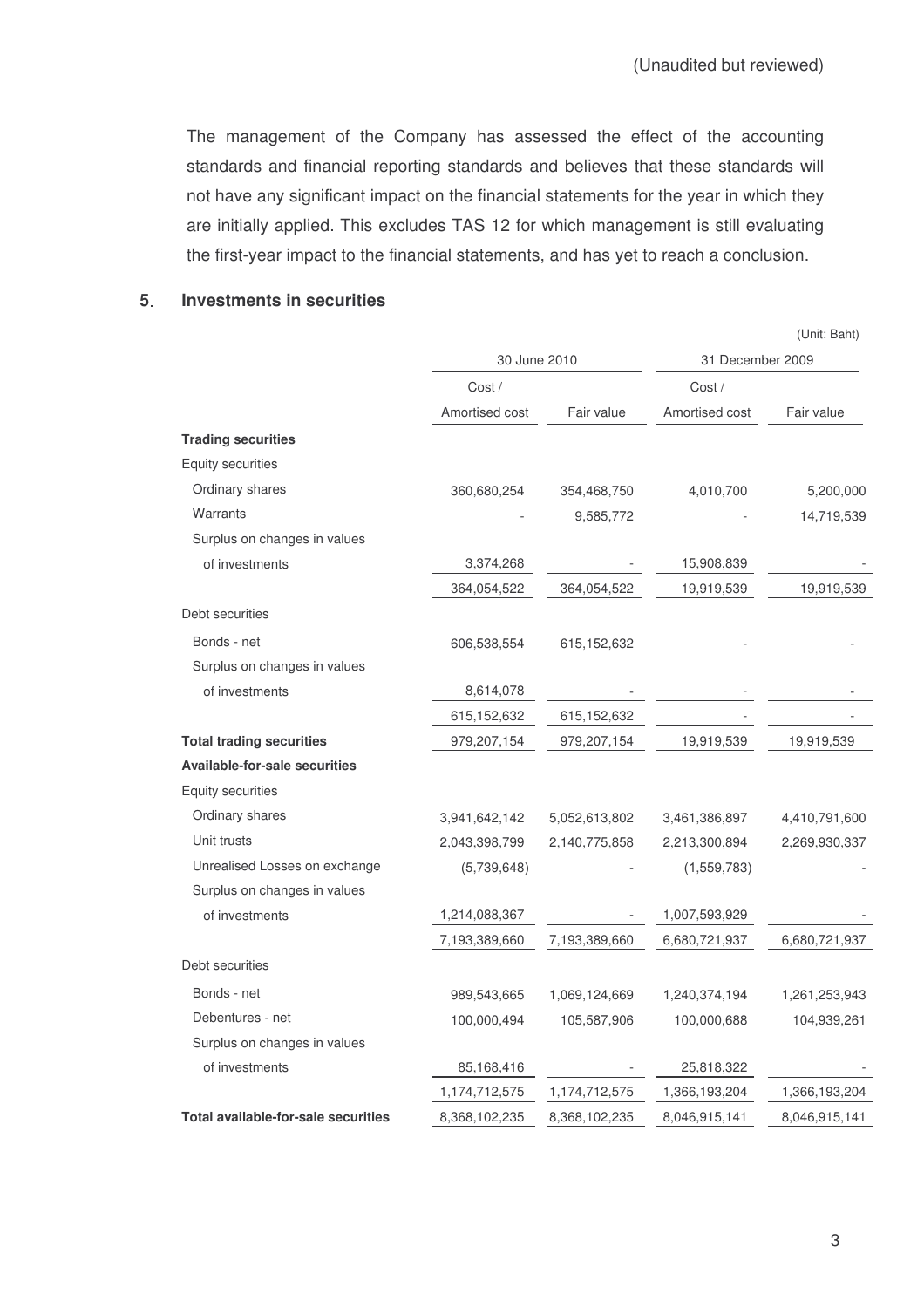(Unaudited but reviewed)

The management of the Company has assessed the effect of the accounting standards and financial reporting standards and believes that these standards will not have any significant impact on the financial statements for the year in which they are initially applied. This excludes TAS 12 for which management is still evaluating the first-year impact to the financial statements, and has yet to reach a conclusion.

## 5. Investments in securities

(Unit: Baht)

| | 30 June 2010 | | 31 December 2009 | |
|---|---|---|---|---|
| | Cost / Amortised cost | Fair value | Cost / Amortised cost | Fair value |
| **Trading securities** | | | | |
| Equity securities | | | | |
| Ordinary shares | 360,680,254 | 354,468,750 | 4,010,700 | 5,200,000 |
| Warrants | - | 9,585,772 | - | 14,719,539 |
| Surplus on changes in values of investments | 3,374,268 | - | 15,908,839 | - |
| | 364,054,522 | 364,054,522 | 19,919,539 | 19,919,539 |
| Debt securities | | | | |
| Bonds - net | 606,538,554 | 615,152,632 | - | - |
| Surplus on changes in values of investments | 8,614,078 | - | - | - |
| | 615,152,632 | 615,152,632 | - | - |
| **Total trading securities** | 979,207,154 | 979,207,154 | 19,919,539 | 19,919,539 |
| **Available-for-sale securities** | | | | |
| Equity securities | | | | |
| Ordinary shares | 3,941,642,142 | 5,052,613,802 | 3,461,386,897 | 4,410,791,600 |
| Unit trusts | 2,043,398,799 | 2,140,775,858 | 2,213,300,894 | 2,269,930,337 |
| Unrealised Losses on exchange | (5,739,648) | - | (1,559,783) | - |
| Surplus on changes in values of investments | 1,214,088,367 | - | 1,007,593,929 | - |
| | 7,193,389,660 | 7,193,389,660 | 6,680,721,937 | 6,680,721,937 |
| Debt securities | | | | |
| Bonds - net | 989,543,665 | 1,069,124,669 | 1,240,374,194 | 1,261,253,943 |
| Debentures - net | 100,000,494 | 105,587,906 | 100,000,688 | 104,939,261 |
| Surplus on changes in values of investments | 85,168,416 | - | 25,818,322 | - |
| | 1,174,712,575 | 1,174,712,575 | 1,366,193,204 | 1,366,193,204 |
| **Total available-for-sale securities** | 8,368,102,235 | 8,368,102,235 | 8,046,915,141 | 8,046,915,141 |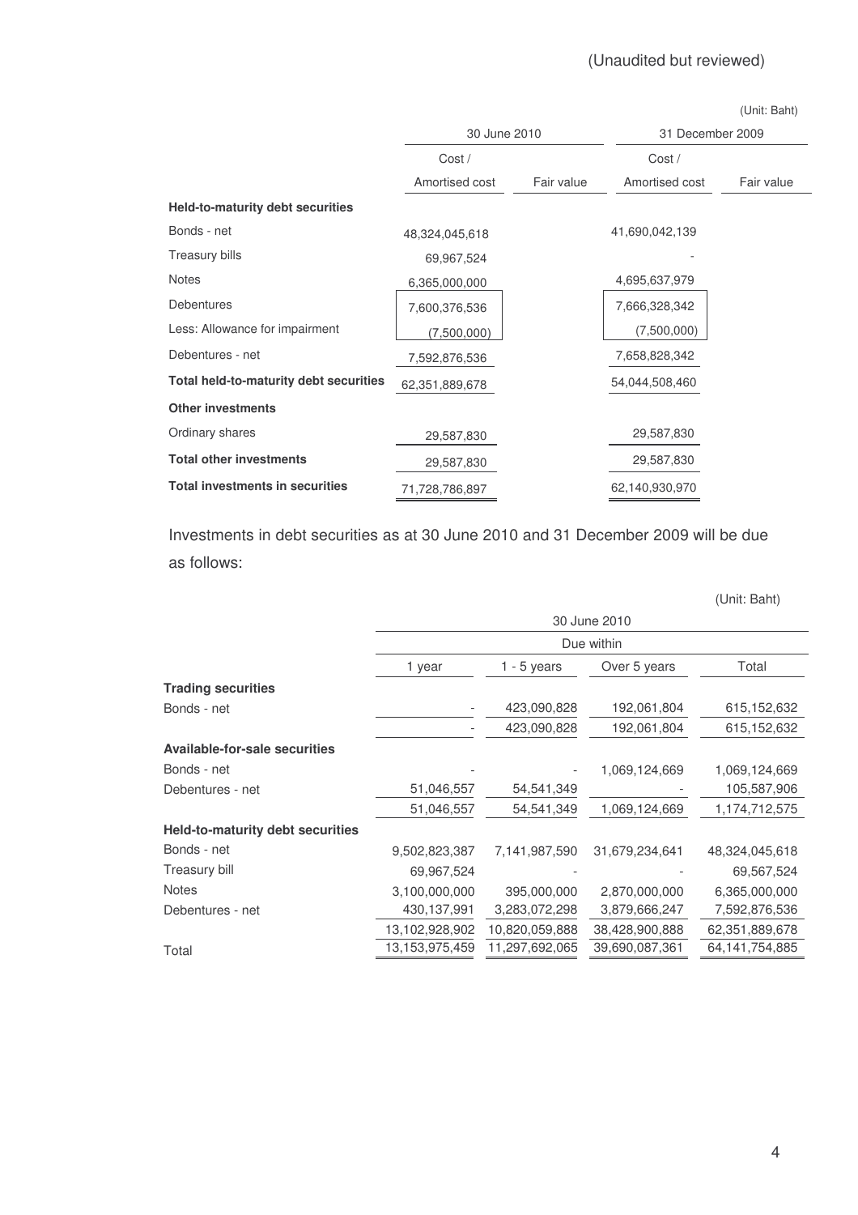(Unaudited but reviewed)

(Unit: Baht)

| | 30 June 2010 | | 31 December 2009 | |
|---|---|---|---|---|
| | Cost / Amortised cost | Fair value | Cost / Amortised cost | Fair value |
| **Held-to-maturity debt securities** | | | | |
| Bonds - net | 48,324,045,618 | | 41,690,042,139 | |
| Treasury bills | 69,967,524 | | - | |
| Notes | 6,365,000,000 | | 4,695,637,979 | |
| Debentures | 7,600,376,536 | | 7,666,328,342 | |
| Less: Allowance for impairment | (7,500,000) | | (7,500,000) | |
| Debentures - net | 7,592,876,536 | | 7,658,828,342 | |
| **Total held-to-maturity debt securities** | 62,351,889,678 | | 54,044,508,460 | |
| **Other investments** | | | | |
| Ordinary shares | 29,587,830 | | 29,587,830 | |
| **Total other investments** | 29,587,830 | | 29,587,830 | |
| **Total investments in securities** | 71,728,786,897 | | 62,140,930,970 | |

Investments in debt securities as at 30 June 2010 and 31 December 2009 will be due as follows:

(Unit: Baht)

| | 30 June 2010 | | | |
|---|---|---|---|---|
| | Due within | | | |
| | 1 year | 1 - 5 years | Over 5 years | Total |
| **Trading securities** | | | | |
| Bonds - net | - | 423,090,828 | 192,061,804 | 615,152,632 |
| | - | 423,090,828 | 192,061,804 | 615,152,632 |
| **Available-for-sale securities** | | | | |
| Bonds - net | - | - | 1,069,124,669 | 1,069,124,669 |
| Debentures - net | 51,046,557 | 54,541,349 | - | 105,587,906 |
| | 51,046,557 | 54,541,349 | 1,069,124,669 | 1,174,712,575 |
| **Held-to-maturity debt securities** | | | | |
| Bonds - net | 9,502,823,387 | 7,141,987,590 | 31,679,234,641 | 48,324,045,618 |
| Treasury bill | 69,967,524 | - | - | 69,567,524 |
| Notes | 3,100,000,000 | 395,000,000 | 2,870,000,000 | 6,365,000,000 |
| Debentures - net | 430,137,991 | 3,283,072,298 | 3,879,666,247 | 7,592,876,536 |
| | 13,102,928,902 | 10,820,059,888 | 38,428,900,888 | 62,351,889,678 |
| Total | 13,153,975,459 | 11,297,692,065 | 39,690,087,361 | 64,141,754,885 |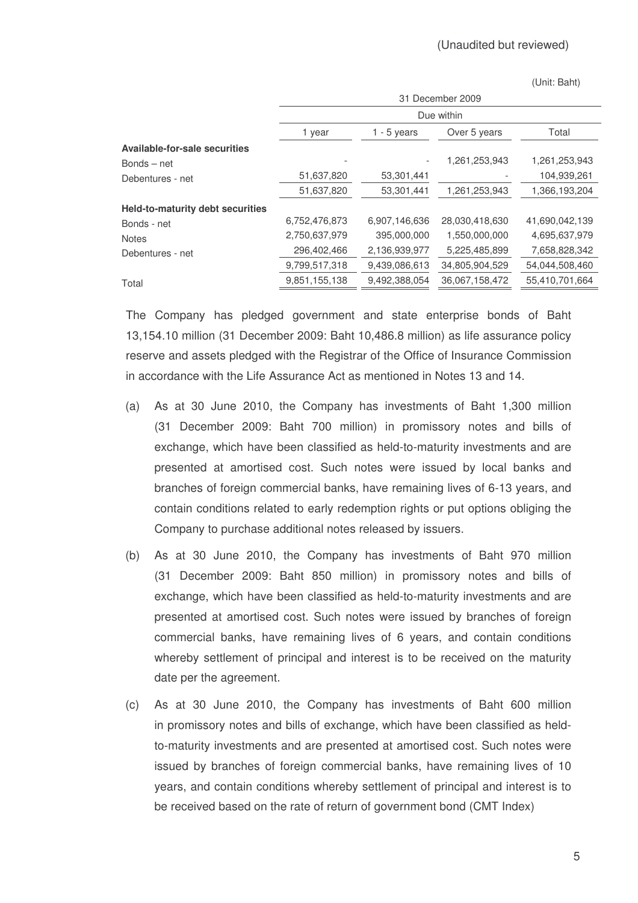(Unaudited but reviewed)

(Unit: Baht)

| | 31 December 2009 | | | |
|---|---|---|---|---|
| | Due within | | | |
| | 1 year | 1 - 5 years | Over 5 years | Total |
| **Available-for-sale securities** | | | | |
| Bonds – net | - | - | 1,261,253,943 | 1,261,253,943 |
| Debentures - net | 51,637,820 | 53,301,441 | - | 104,939,261 |
| | 51,637,820 | 53,301,441 | 1,261,253,943 | 1,366,193,204 |
| **Held-to-maturity debt securities** | | | | |
| Bonds - net | 6,752,476,873 | 6,907,146,636 | 28,030,418,630 | 41,690,042,139 |
| Notes | 2,750,637,979 | 395,000,000 | 1,550,000,000 | 4,695,637,979 |
| Debentures - net | 296,402,466 | 2,136,939,977 | 5,225,485,899 | 7,658,828,342 |
| | 9,799,517,318 | 9,439,086,613 | 34,805,904,529 | 54,044,508,460 |
| Total | 9,851,155,138 | 9,492,388,054 | 36,067,158,472 | 55,410,701,664 |

The Company has pledged government and state enterprise bonds of Baht 13,154.10 million (31 December 2009: Baht 10,486.8 million) as life assurance policy reserve and assets pledged with the Registrar of the Office of Insurance Commission in accordance with the Life Assurance Act as mentioned in Notes 13 and 14.

(a) As at 30 June 2010, the Company has investments of Baht 1,300 million (31 December 2009: Baht 700 million) in promissory notes and bills of exchange, which have been classified as held-to-maturity investments and are presented at amortised cost. Such notes were issued by local banks and branches of foreign commercial banks, have remaining lives of 6-13 years, and contain conditions related to early redemption rights or put options obliging the Company to purchase additional notes released by issuers.

(b) As at 30 June 2010, the Company has investments of Baht 970 million (31 December 2009: Baht 850 million) in promissory notes and bills of exchange, which have been classified as held-to-maturity investments and are presented at amortised cost. Such notes were issued by branches of foreign commercial banks, have remaining lives of 6 years, and contain conditions whereby settlement of principal and interest is to be received on the maturity date per the agreement.

(c) As at 30 June 2010, the Company has investments of Baht 600 million in promissory notes and bills of exchange, which have been classified as held-to-maturity investments and are presented at amortised cost. Such notes were issued by branches of foreign commercial banks, have remaining lives of 10 years, and contain conditions whereby settlement of principal and interest is to be received based on the rate of return of government bond (CMT Index)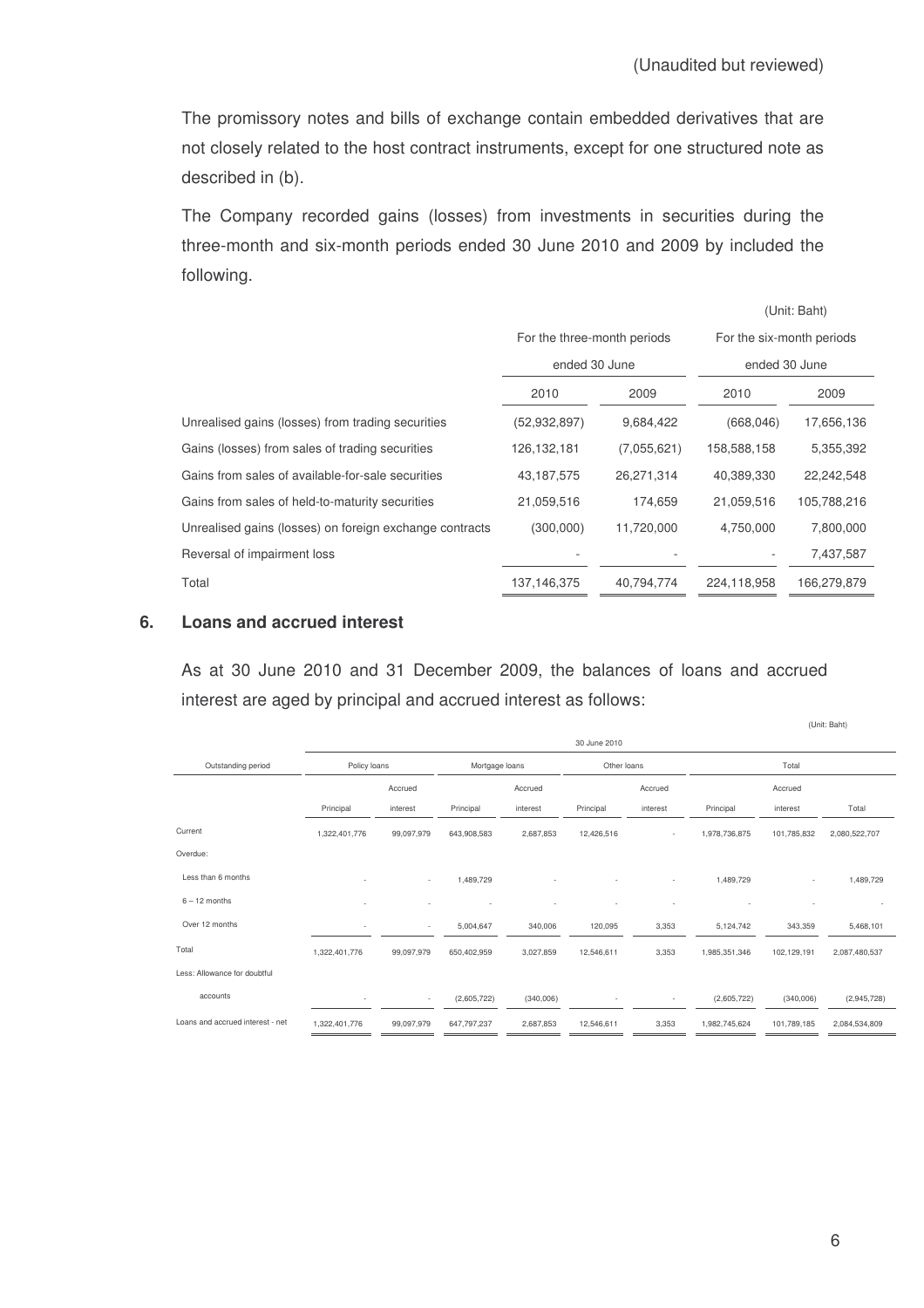(Unaudited but reviewed)

The promissory notes and bills of exchange contain embedded derivatives that are not closely related to the host contract instruments, except for one structured note as described in (b).

The Company recorded gains (losses) from investments in securities during the three-month and six-month periods ended 30 June 2010 and 2009 by included the following.

(Unit: Baht)

| | For the three-month periods ended 30 June | | For the six-month periods ended 30 June | |
|---|---|---|---|---|
| | 2010 | 2009 | 2010 | 2009 |
| Unrealised gains (losses) from trading securities | (52,932,897) | 9,684,422 | (668,046) | 17,656,136 |
| Gains (losses) from sales of trading securities | 126,132,181 | (7,055,621) | 158,588,158 | 5,355,392 |
| Gains from sales of available-for-sale securities | 43,187,575 | 26,271,314 | 40,389,330 | 22,242,548 |
| Gains from sales of held-to-maturity securities | 21,059,516 | 174,659 | 21,059,516 | 105,788,216 |
| Unrealised gains (losses) on foreign exchange contracts | (300,000) | 11,720,000 | 4,750,000 | 7,800,000 |
| Reversal of impairment loss | - | - | - | 7,437,587 |
| Total | 137,146,375 | 40,794,774 | 224,118,958 | 166,279,879 |

## 6. Loans and accrued interest

As at 30 June 2010 and 31 December 2009, the balances of loans and accrued interest are aged by principal and accrued interest as follows:

(Unit: Baht)

| | 30 June 2010 | | | | | | | | |
|---|---|---|---|---|---|---|---|---|---|
| Outstanding period | Policy loans | | Mortgage loans | | Other loans | | Total | | |
| | Principal | Accrued interest | Principal | Accrued interest | Principal | Accrued interest | Principal | Accrued interest | Total |
| Current | 1,322,401,776 | 99,097,979 | 643,908,583 | 2,687,853 | 12,426,516 | - | 1,978,736,875 | 101,785,832 | 2,080,522,707 |
| Overdue: | | | | | | | | | |
| Less than 6 months | - | - | 1,489,729 | - | - | - | 1,489,729 | - | 1,489,729 |
| 6 – 12 months | - | - | - | - | - | - | - | - | - |
| Over 12 months | - | - | 5,004,647 | 340,006 | 120,095 | 3,353 | 5,124,742 | 343,359 | 5,468,101 |
| Total | 1,322,401,776 | 99,097,979 | 650,402,959 | 3,027,859 | 12,546,611 | 3,353 | 1,985,351,346 | 102,129,191 | 2,087,480,537 |
| Less: Allowance for doubtful accounts | - | - | (2,605,722) | (340,006) | - | - | (2,605,722) | (340,006) | (2,945,728) |
| Loans and accrued interest - net | 1,322,401,776 | 99,097,979 | 647,797,237 | 2,687,853 | 12,546,611 | 3,353 | 1,982,745,624 | 101,789,185 | 2,084,534,809 |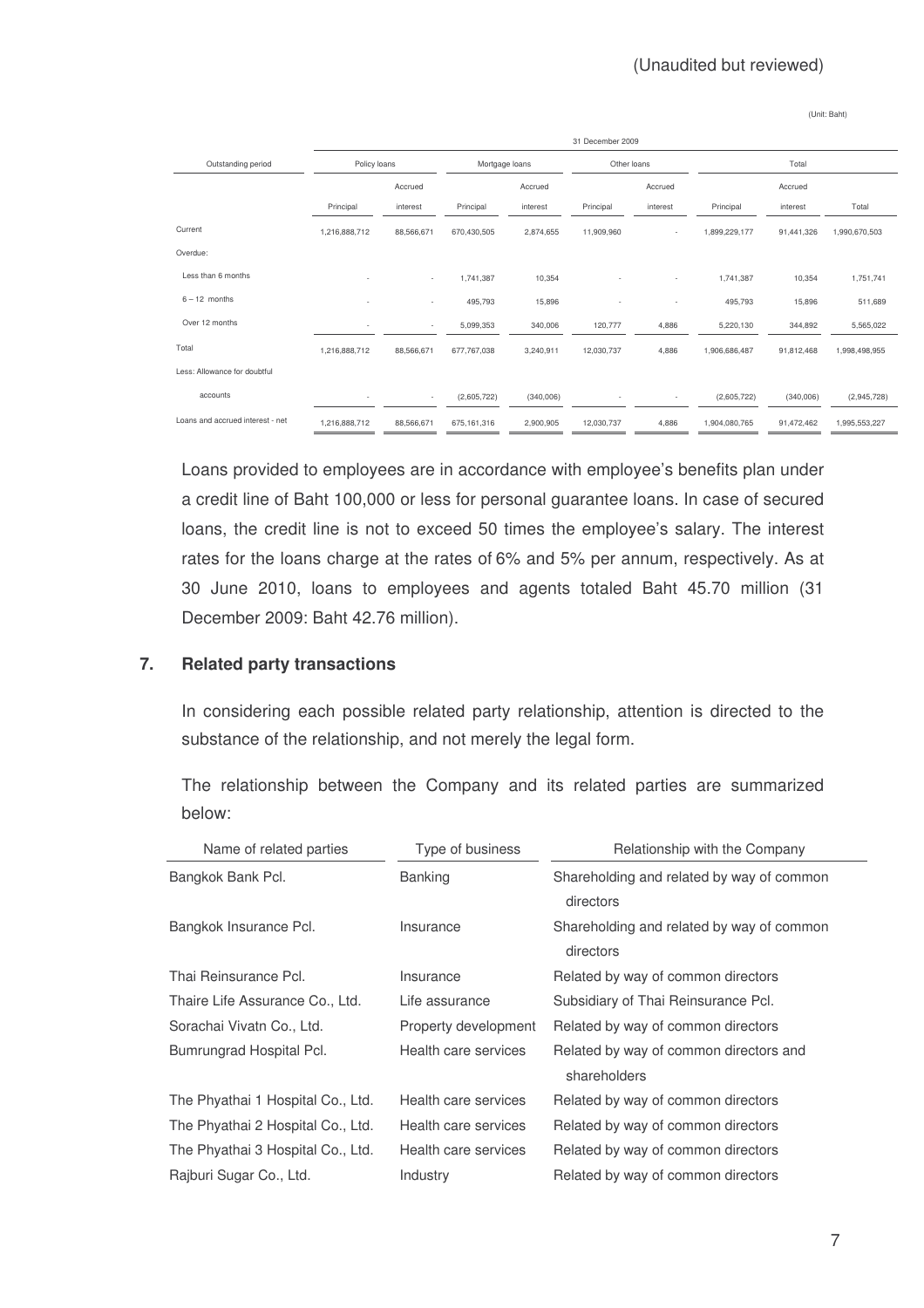(Unaudited but reviewed)

(Unit: Baht)

| Outstanding period | 31 December 2009 | | | | | | | | |
|---|---|---|---|---|---|---|---|---|---|
| | Policy loans | | Mortgage loans | | Other loans | | Total | | |
| | Principal | Accrued interest | Principal | Accrued interest | Principal | Accrued interest | Principal | Accrued interest | Total |
| Current | 1,216,888,712 | 88,566,671 | 670,430,505 | 2,874,655 | 11,909,960 | - | 1,899,229,177 | 91,441,326 | 1,990,670,503 |
| Overdue: | | | | | | | | | |
| Less than 6 months | - | - | 1,741,387 | 10,354 | - | - | 1,741,387 | 10,354 | 1,751,741 |
| 6 – 12 months | - | - | 495,793 | 15,896 | - | - | 495,793 | 15,896 | 511,689 |
| Over 12 months | - | - | 5,099,353 | 340,006 | 120,777 | 4,886 | 5,220,130 | 344,892 | 5,565,022 |
| Total | 1,216,888,712 | 88,566,671 | 677,767,038 | 3,240,911 | 12,030,737 | 4,886 | 1,906,686,487 | 91,812,468 | 1,998,498,955 |
| Less: Allowance for doubtful accounts | - | - | (2,605,722) | (340,006) | - | - | (2,605,722) | (340,006) | (2,945,728) |
| Loans and accrued interest - net | 1,216,888,712 | 88,566,671 | 675,161,316 | 2,900,905 | 12,030,737 | 4,886 | 1,904,080,765 | 91,472,462 | 1,995,553,227 |

Loans provided to employees are in accordance with employee's benefits plan under a credit line of Baht 100,000 or less for personal guarantee loans. In case of secured loans, the credit line is not to exceed 50 times the employee's salary. The interest rates for the loans charge at the rates of 6% and 5% per annum, respectively. As at 30 June 2010, loans to employees and agents totaled Baht 45.70 million (31 December 2009: Baht 42.76 million).

## 7. Related party transactions

In considering each possible related party relationship, attention is directed to the substance of the relationship, and not merely the legal form.

The relationship between the Company and its related parties are summarized below:

| Name of related parties | Type of business | Relationship with the Company |
|---|---|---|
| Bangkok Bank Pcl. | Banking | Shareholding and related by way of common directors |
| Bangkok Insurance Pcl. | Insurance | Shareholding and related by way of common directors |
| Thai Reinsurance Pcl. | Insurance | Related by way of common directors |
| Thaire Life Assurance Co., Ltd. | Life assurance | Subsidiary of Thai Reinsurance Pcl. |
| Sorachai Vivatn Co., Ltd. | Property development | Related by way of common directors |
| Bumrungrad Hospital Pcl. | Health care services | Related by way of common directors and shareholders |
| The Phyathai 1 Hospital Co., Ltd. | Health care services | Related by way of common directors |
| The Phyathai 2 Hospital Co., Ltd. | Health care services | Related by way of common directors |
| The Phyathai 3 Hospital Co., Ltd. | Health care services | Related by way of common directors |
| Rajburi Sugar Co., Ltd. | Industry | Related by way of common directors |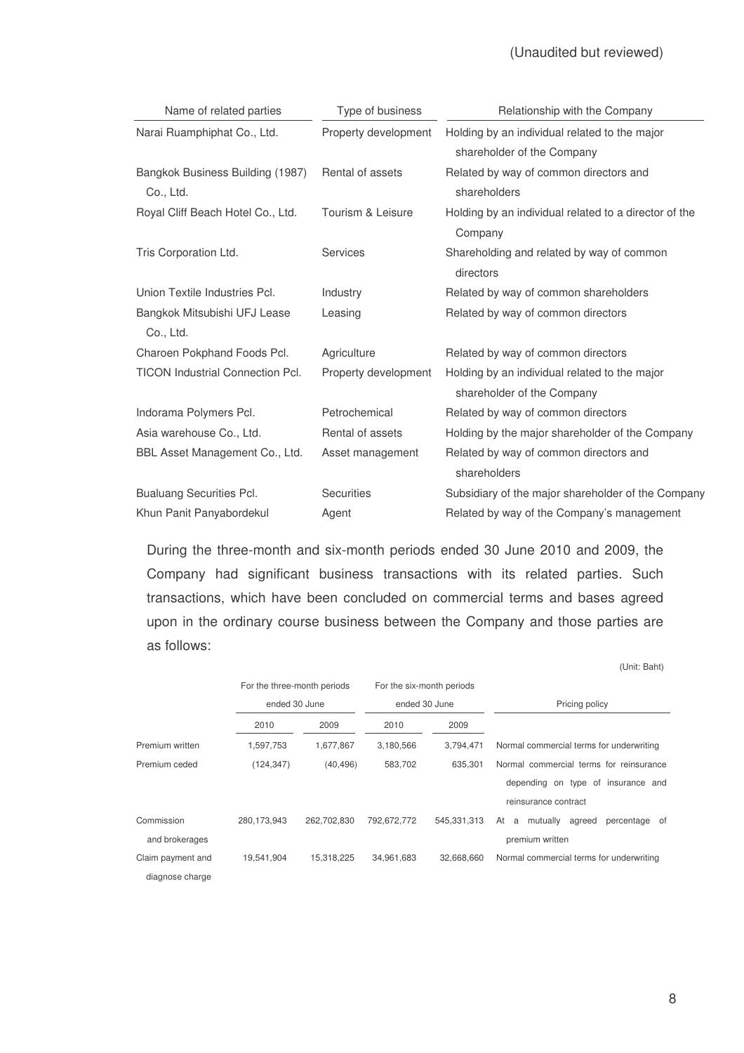(Unaudited but reviewed)

| Name of related parties | Type of business | Relationship with the Company |
|---|---|---|
| Narai Ruamphiphat Co., Ltd. | Property development | Holding by an individual related to the major shareholder of the Company |
| Bangkok Business Building (1987) Co., Ltd. | Rental of assets | Related by way of common directors and shareholders |
| Royal Cliff Beach Hotel Co., Ltd. | Tourism & Leisure | Holding by an individual related to a director of the Company |
| Tris Corporation Ltd. | Services | Shareholding and related by way of common directors |
| Union Textile Industries Pcl. | Industry | Related by way of common shareholders |
| Bangkok Mitsubishi UFJ Lease Co., Ltd. | Leasing | Related by way of common directors |
| Charoen Pokphand Foods Pcl. | Agriculture | Related by way of common directors |
| TICON Industrial Connection Pcl. | Property development | Holding by an individual related to the major shareholder of the Company |
| Indorama Polymers Pcl. | Petrochemical | Related by way of common directors |
| Asia warehouse Co., Ltd. | Rental of assets | Holding by the major shareholder of the Company |
| BBL Asset Management Co., Ltd. | Asset management | Related by way of common directors and shareholders |
| Bualuang Securities Pcl. | Securities | Subsidiary of the major shareholder of the Company |
| Khun Panit Panyabordekul | Agent | Related by way of the Company's management |

During the three-month and six-month periods ended 30 June 2010 and 2009, the Company had significant business transactions with its related parties. Such transactions, which have been concluded on commercial terms and bases agreed upon in the ordinary course business between the Company and those parties are as follows:

(Unit: Baht)

| | For the three-month periods ended 30 June | | For the six-month periods ended 30 June | | Pricing policy |
|---|---|---|---|---|---|
| | 2010 | 2009 | 2010 | 2009 | |
| Premium written | 1,597,753 | 1,677,867 | 3,180,566 | 3,794,471 | Normal commercial terms for underwriting |
| Premium ceded | (124,347) | (40,496) | 583,702 | 635,301 | Normal commercial terms for reinsurance depending on type of insurance and reinsurance contract |
| Commission and brokerages | 280,173,943 | 262,702,830 | 792,672,772 | 545,331,313 | At a mutually agreed percentage of premium written |
| Claim payment and diagnose charge | 19,541,904 | 15,318,225 | 34,961,683 | 32,668,660 | Normal commercial terms for underwriting |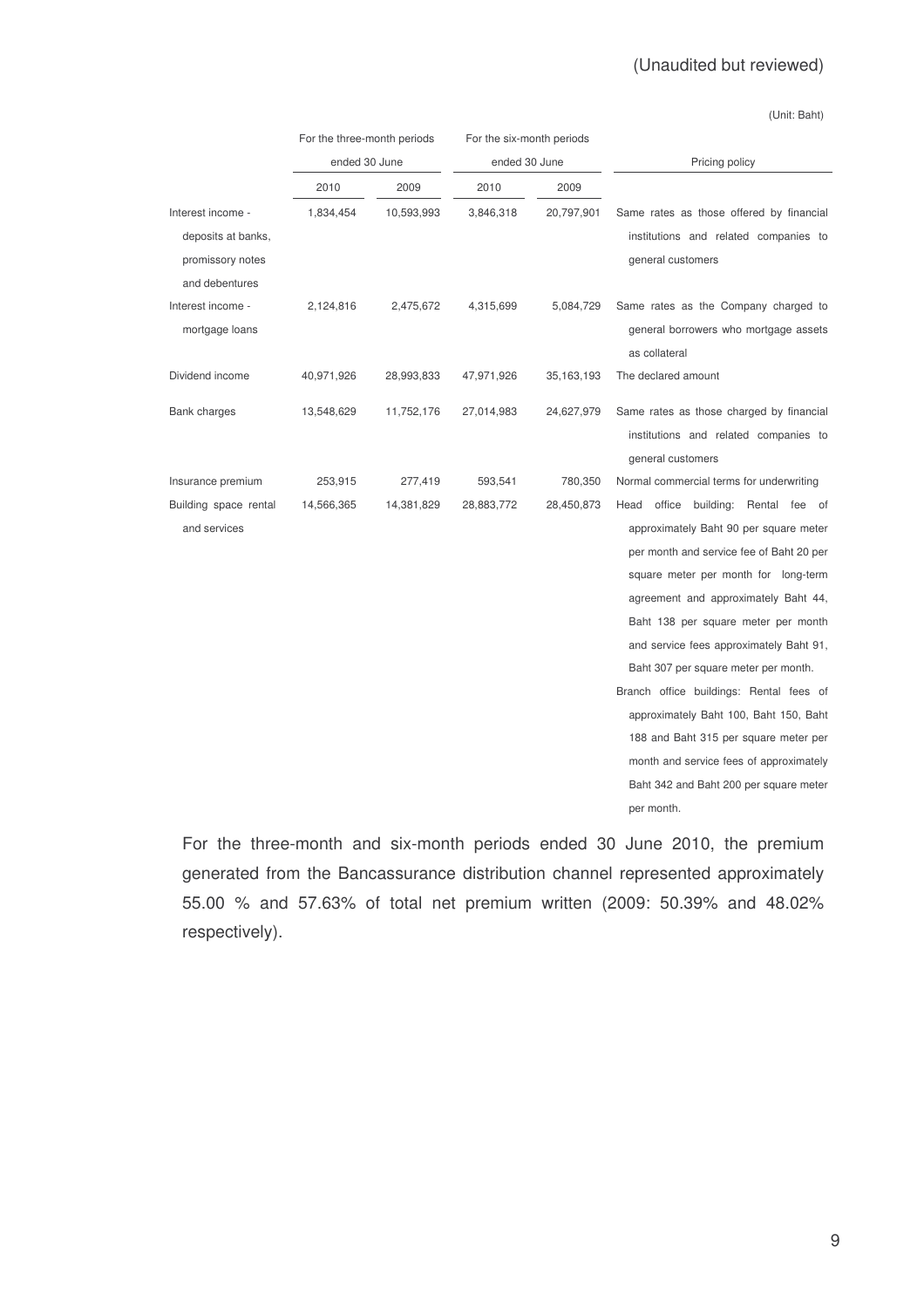(Unaudited but reviewed)

(Unit: Baht)

| | For the three-month periods ended 30 June | | For the six-month periods ended 30 June | | Pricing policy |
|---|---|---|---|---|---|
| | 2010 | 2009 | 2010 | 2009 | |
| Interest income - deposits at banks, promissory notes and debentures | 1,834,454 | 10,593,993 | 3,846,318 | 20,797,901 | Same rates as those offered by financial institutions and related companies to general customers |
| Interest income - mortgage loans | 2,124,816 | 2,475,672 | 4,315,699 | 5,084,729 | Same rates as the Company charged to general borrowers who mortgage assets as collateral |
| Dividend income | 40,971,926 | 28,993,833 | 47,971,926 | 35,163,193 | The declared amount |
| Bank charges | 13,548,629 | 11,752,176 | 27,014,983 | 24,627,979 | Same rates as those charged by financial institutions and related companies to general customers |
| Insurance premium | 253,915 | 277,419 | 593,541 | 780,350 | Normal commercial terms for underwriting |
| Building space rental and services | 14,566,365 | 14,381,829 | 28,883,772 | 28,450,873 | Head office building: Rental fee of approximately Baht 90 per square meter per month and service fee of Baht 20 per square meter per month for long-term agreement and approximately Baht 44, Baht 138 per square meter per month and service fees approximately Baht 91, Baht 307 per square meter per month. Branch office buildings: Rental fees of approximately Baht 100, Baht 150, Baht 188 and Baht 315 per square meter per month and service fees of approximately Baht 342 and Baht 200 per square meter per month. |

For the three-month and six-month periods ended 30 June 2010, the premium generated from the Bancassurance distribution channel represented approximately 55.00 % and 57.63% of total net premium written (2009: 50.39% and 48.02% respectively).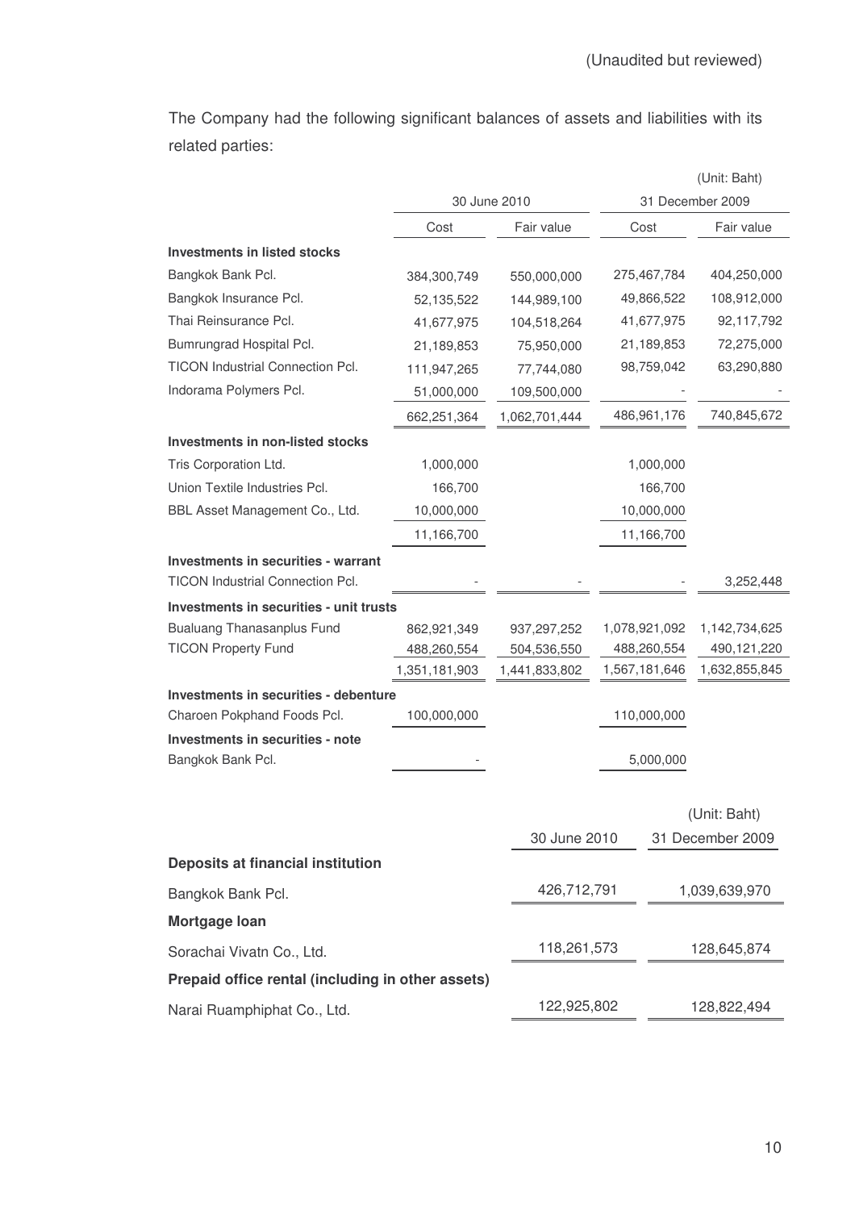(Unaudited but reviewed)

The Company had the following significant balances of assets and liabilities with its related parties:

(Unit: Baht)

| | 30 June 2010 | | 31 December 2009 | |
|---|---|---|---|---|
| | Cost | Fair value | Cost | Fair value |
| **Investments in listed stocks** | | | | |
| Bangkok Bank Pcl. | 384,300,749 | 550,000,000 | 275,467,784 | 404,250,000 |
| Bangkok Insurance Pcl. | 52,135,522 | 144,989,100 | 49,866,522 | 108,912,000 |
| Thai Reinsurance Pcl. | 41,677,975 | 104,518,264 | 41,677,975 | 92,117,792 |
| Bumrungrad Hospital Pcl. | 21,189,853 | 75,950,000 | 21,189,853 | 72,275,000 |
| TICON Industrial Connection Pcl. | 111,947,265 | 77,744,080 | 98,759,042 | 63,290,880 |
| Indorama Polymers Pcl. | 51,000,000 | 109,500,000 | - | - |
| | 662,251,364 | 1,062,701,444 | 486,961,176 | 740,845,672 |
| **Investments in non-listed stocks** | | | | |
| Tris Corporation Ltd. | 1,000,000 | | 1,000,000 | |
| Union Textile Industries Pcl. | 166,700 | | 166,700 | |
| BBL Asset Management Co., Ltd. | 10,000,000 | | 10,000,000 | |
| | 11,166,700 | | 11,166,700 | |
| **Investments in securities - warrant** | | | | |
| TICON Industrial Connection Pcl. | - | - | - | 3,252,448 |
| **Investments in securities - unit trusts** | | | | |
| Bualuang Thanasanplus Fund | 862,921,349 | 937,297,252 | 1,078,921,092 | 1,142,734,625 |
| TICON Property Fund | 488,260,554 | 504,536,550 | 488,260,554 | 490,121,220 |
| | 1,351,181,903 | 1,441,833,802 | 1,567,181,646 | 1,632,855,845 |
| **Investments in securities - debenture** | | | | |
| Charoen Pokphand Foods Pcl. | 100,000,000 | | 110,000,000 | |
| **Investments in securities - note** | | | | |
| Bangkok Bank Pcl. | - | | 5,000,000 | |

(Unit: Baht)

| | 30 June 2010 | 31 December 2009 |
|---|---|---|
| **Deposits at financial institution** | | |
| Bangkok Bank Pcl. | 426,712,791 | 1,039,639,970 |
| **Mortgage loan** | | |
| Sorachai Vivatn Co., Ltd. | 118,261,573 | 128,645,874 |
| **Prepaid office rental (including in other assets)** | | |
| Narai Ruamphiphat Co., Ltd. | 122,925,802 | 128,822,494 |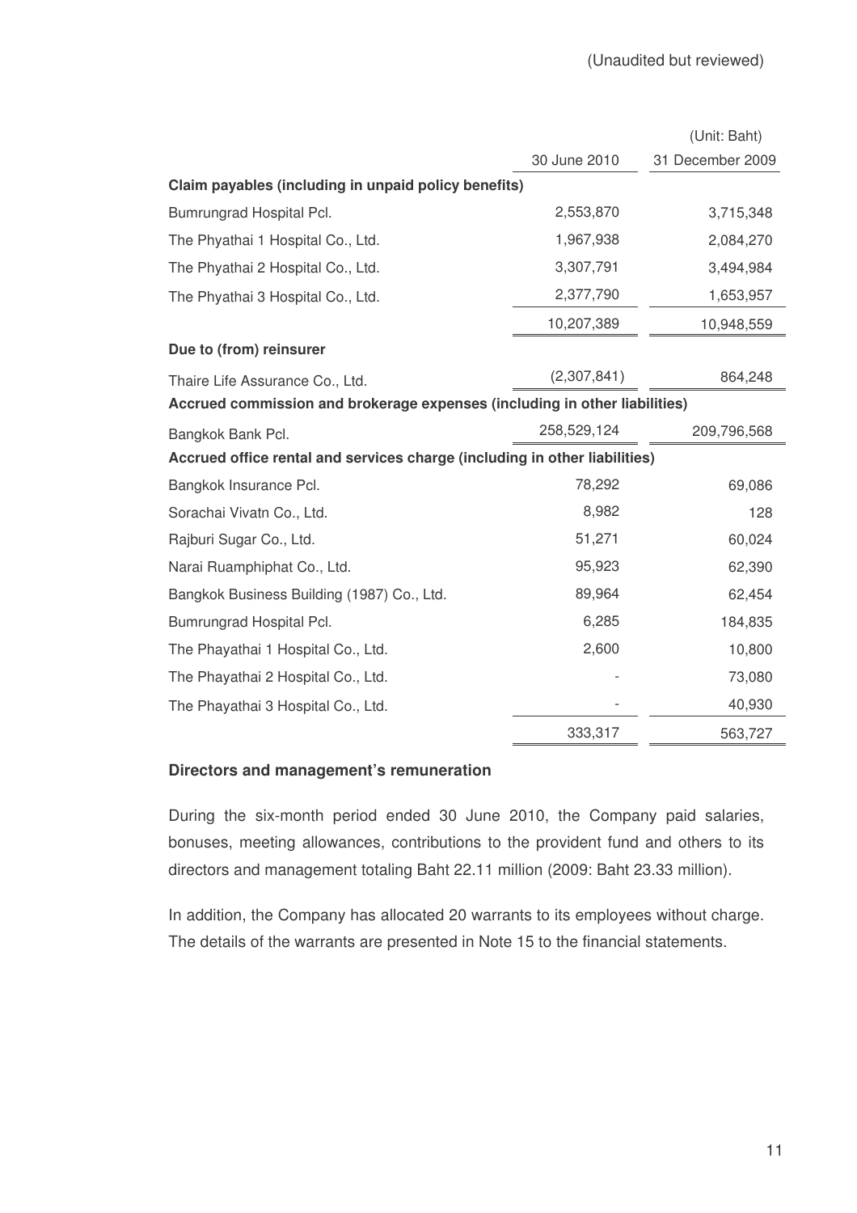(Unaudited but reviewed)

| | | (Unit: Baht) |
|---|---|---|
| | 30 June 2010 | 31 December 2009 |
| **Claim payables (including in unpaid policy benefits)** | | |
| Bumrungrad Hospital Pcl. | 2,553,870 | 3,715,348 |
| The Phyathai 1 Hospital Co., Ltd. | 1,967,938 | 2,084,270 |
| The Phyathai 2 Hospital Co., Ltd. | 3,307,791 | 3,494,984 |
| The Phyathai 3 Hospital Co., Ltd. | 2,377,790 | 1,653,957 |
| | 10,207,389 | 10,948,559 |
| **Due to (from) reinsurer** | | |
| Thaire Life Assurance Co., Ltd. | (2,307,841) | 864,248 |
| **Accrued commission and brokerage expenses (including in other liabilities)** | | |
| Bangkok Bank Pcl. | 258,529,124 | 209,796,568 |
| **Accrued office rental and services charge (including in other liabilities)** | | |
| Bangkok Insurance Pcl. | 78,292 | 69,086 |
| Sorachai Vivatn Co., Ltd. | 8,982 | 128 |
| Rajburi Sugar Co., Ltd. | 51,271 | 60,024 |
| Narai Ruamphiphat Co., Ltd. | 95,923 | 62,390 |
| Bangkok Business Building (1987) Co., Ltd. | 89,964 | 62,454 |
| Bumrungrad Hospital Pcl. | 6,285 | 184,835 |
| The Phayathai 1 Hospital Co., Ltd. | 2,600 | 10,800 |
| The Phayathai 2 Hospital Co., Ltd. | - | 73,080 |
| The Phayathai 3 Hospital Co., Ltd. | - | 40,930 |
| | 333,317 | 563,727 |

**Directors and management's remuneration**

During the six-month period ended 30 June 2010, the Company paid salaries, bonuses, meeting allowances, contributions to the provident fund and others to its directors and management totaling Baht 22.11 million (2009: Baht 23.33 million).

In addition, the Company has allocated 20 warrants to its employees without charge. The details of the warrants are presented in Note 15 to the financial statements.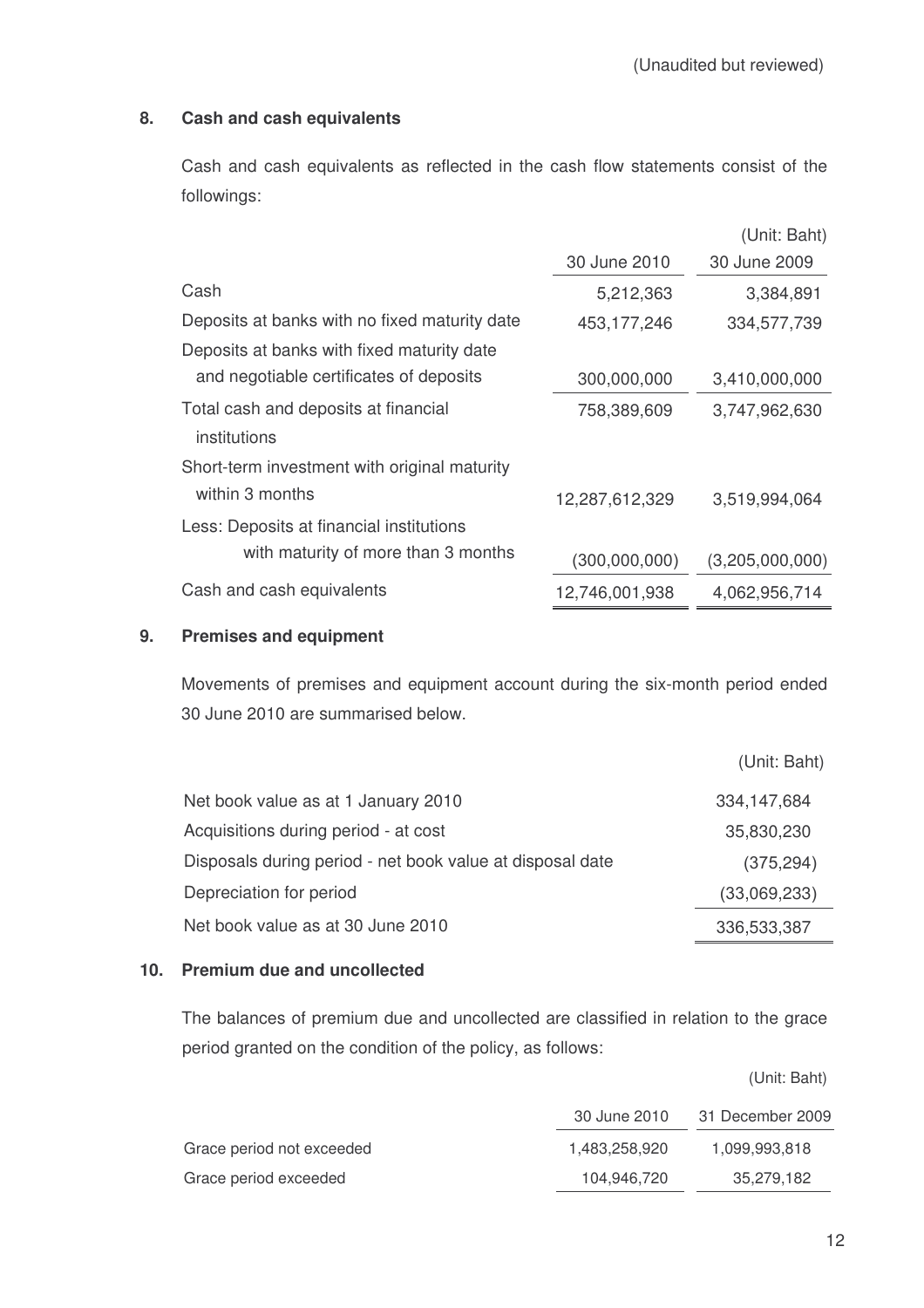(Unaudited but reviewed)

## 8. Cash and cash equivalents

Cash and cash equivalents as reflected in the cash flow statements consist of the followings:

(Unit: Baht)

| | 30 June 2010 | 30 June 2009 |
|---|---|---|
| Cash | 5,212,363 | 3,384,891 |
| Deposits at banks with no fixed maturity date | 453,177,246 | 334,577,739 |
| Deposits at banks with fixed maturity date and negotiable certificates of deposits | 300,000,000 | 3,410,000,000 |
| Total cash and deposits at financial institutions | 758,389,609 | 3,747,962,630 |
| Short-term investment with original maturity within 3 months | 12,287,612,329 | 3,519,994,064 |
| Less: Deposits at financial institutions with maturity of more than 3 months | (300,000,000) | (3,205,000,000) |
| Cash and cash equivalents | 12,746,001,938 | 4,062,956,714 |

## 9. Premises and equipment

Movements of premises and equipment account during the six-month period ended 30 June 2010 are summarised below.

(Unit: Baht)

| | |
|---|---|
| Net book value as at 1 January 2010 | 334,147,684 |
| Acquisitions during period - at cost | 35,830,230 |
| Disposals during period - net book value at disposal date | (375,294) |
| Depreciation for period | (33,069,233) |
| Net book value as at 30 June 2010 | 336,533,387 |

## 10. Premium due and uncollected

The balances of premium due and uncollected are classified in relation to the grace period granted on the condition of the policy, as follows:

(Unit: Baht)

| | 30 June 2010 | 31 December 2009 |
|---|---|---|
| Grace period not exceeded | 1,483,258,920 | 1,099,993,818 |
| Grace period exceeded | 104,946,720 | 35,279,182 |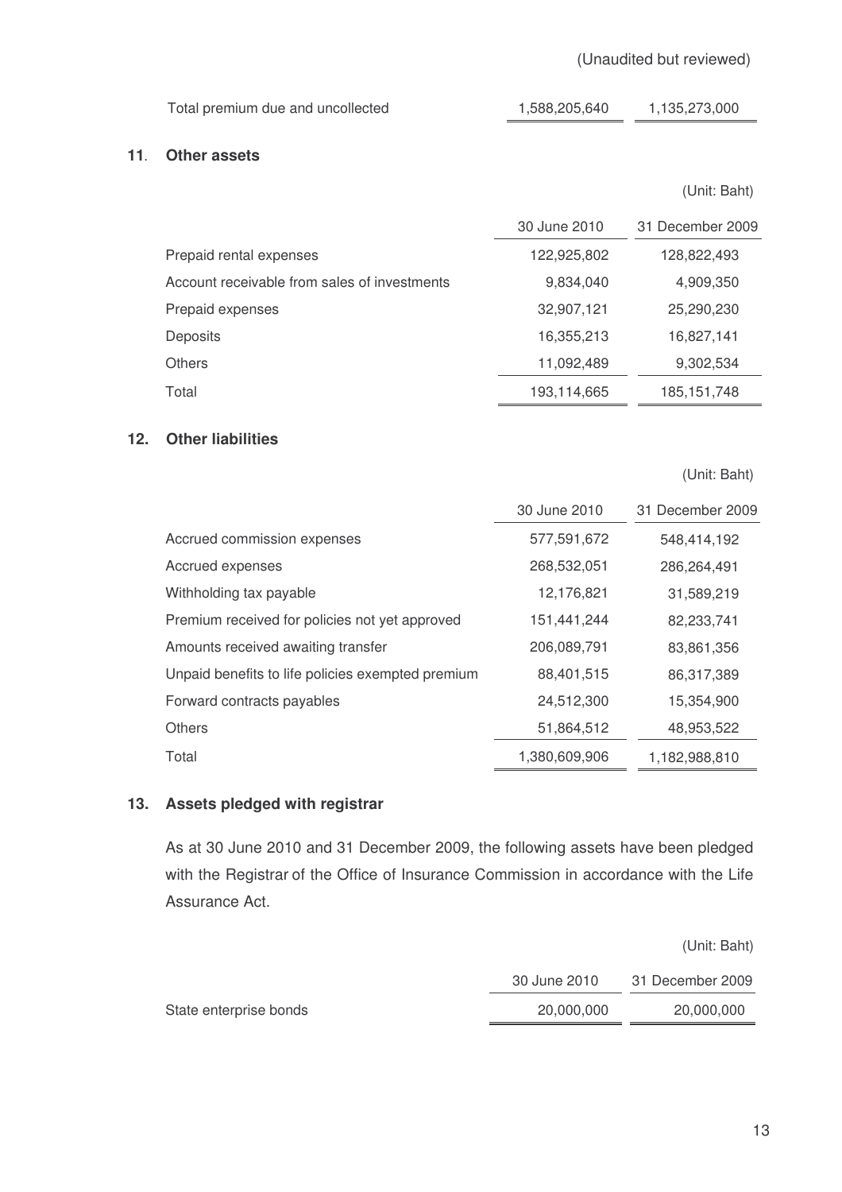(Unaudited but reviewed)

| | | |
|---|---|---|
| Total premium due and uncollected | 1,588,205,640 | 1,135,273,000 |

## 11. Other assets

(Unit: Baht)

| | 30 June 2010 | 31 December 2009 |
|---|---|---|
| Prepaid rental expenses | 122,925,802 | 128,822,493 |
| Account receivable from sales of investments | 9,834,040 | 4,909,350 |
| Prepaid expenses | 32,907,121 | 25,290,230 |
| Deposits | 16,355,213 | 16,827,141 |
| Others | 11,092,489 | 9,302,534 |
| Total | 193,114,665 | 185,151,748 |

## 12. Other liabilities

(Unit: Baht)

| | 30 June 2010 | 31 December 2009 |
|---|---|---|
| Accrued commission expenses | 577,591,672 | 548,414,192 |
| Accrued expenses | 268,532,051 | 286,264,491 |
| Withholding tax payable | 12,176,821 | 31,589,219 |
| Premium received for policies not yet approved | 151,441,244 | 82,233,741 |
| Amounts received awaiting transfer | 206,089,791 | 83,861,356 |
| Unpaid benefits to life policies exempted premium | 88,401,515 | 86,317,389 |
| Forward contracts payables | 24,512,300 | 15,354,900 |
| Others | 51,864,512 | 48,953,522 |
| Total | 1,380,609,906 | 1,182,988,810 |

## 13. Assets pledged with registrar

As at 30 June 2010 and 31 December 2009, the following assets have been pledged with the Registrar of the Office of Insurance Commission in accordance with the Life Assurance Act.

(Unit: Baht)

| | 30 June 2010 | 31 December 2009 |
|---|---|---|
| State enterprise bonds | 20,000,000 | 20,000,000 |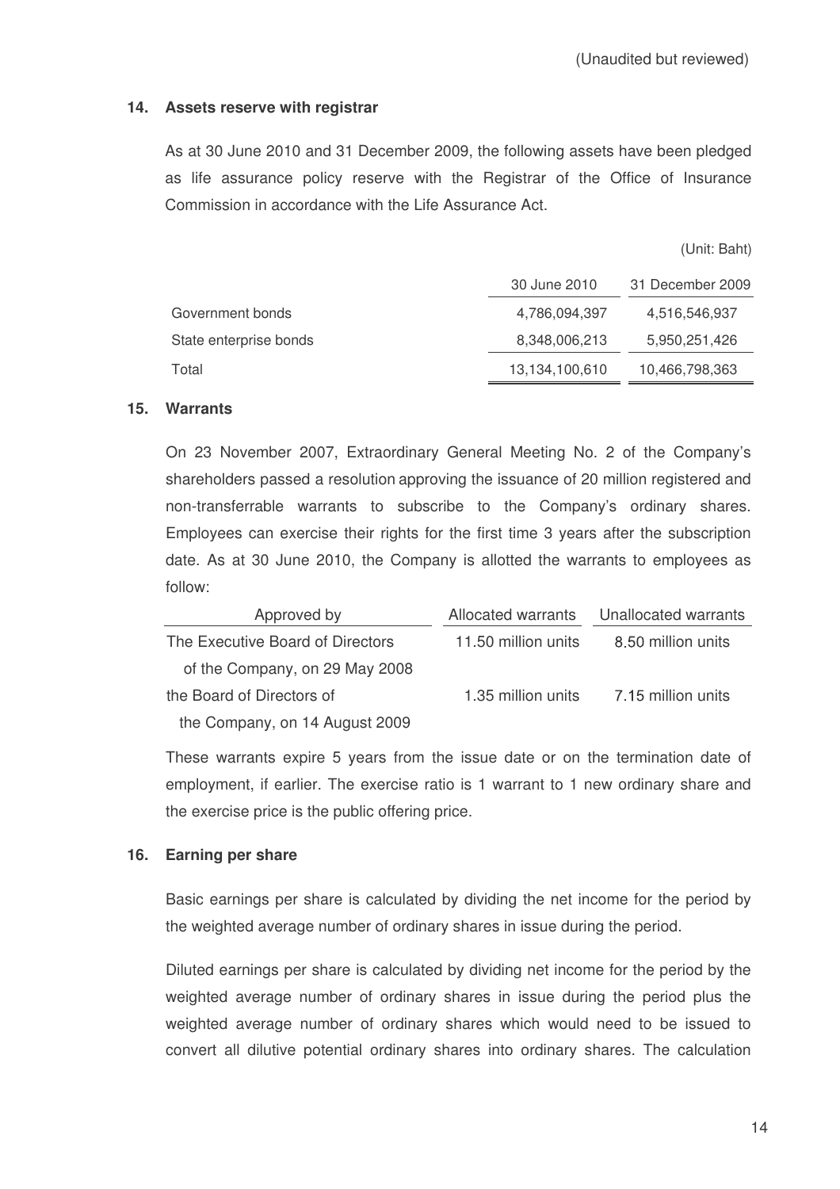(Unaudited but reviewed)

## 14. Assets reserve with registrar

As at 30 June 2010 and 31 December 2009, the following assets have been pledged as life assurance policy reserve with the Registrar of the Office of Insurance Commission in accordance with the Life Assurance Act.

(Unit: Baht)

| | 30 June 2010 | 31 December 2009 |
|---|---|---|
| Government bonds | 4,786,094,397 | 4,516,546,937 |
| State enterprise bonds | 8,348,006,213 | 5,950,251,426 |
| Total | 13,134,100,610 | 10,466,798,363 |

## 15. Warrants

On 23 November 2007, Extraordinary General Meeting No. 2 of the Company's shareholders passed a resolution approving the issuance of 20 million registered and non-transferrable warrants to subscribe to the Company's ordinary shares. Employees can exercise their rights for the first time 3 years after the subscription date. As at 30 June 2010, the Company is allotted the warrants to employees as follow:

| Approved by | Allocated warrants | Unallocated warrants |
|---|---|---|
| The Executive Board of Directors of the Company, on 29 May 2008 | 11.50 million units | 8.50 million units |
| the Board of Directors of the Company, on 14 August 2009 | 1.35 million units | 7.15 million units |

These warrants expire 5 years from the issue date or on the termination date of employment, if earlier. The exercise ratio is 1 warrant to 1 new ordinary share and the exercise price is the public offering price.

## 16. Earning per share

Basic earnings per share is calculated by dividing the net income for the period by the weighted average number of ordinary shares in issue during the period.

Diluted earnings per share is calculated by dividing net income for the period by the weighted average number of ordinary shares in issue during the period plus the weighted average number of ordinary shares which would need to be issued to convert all dilutive potential ordinary shares into ordinary shares. The calculation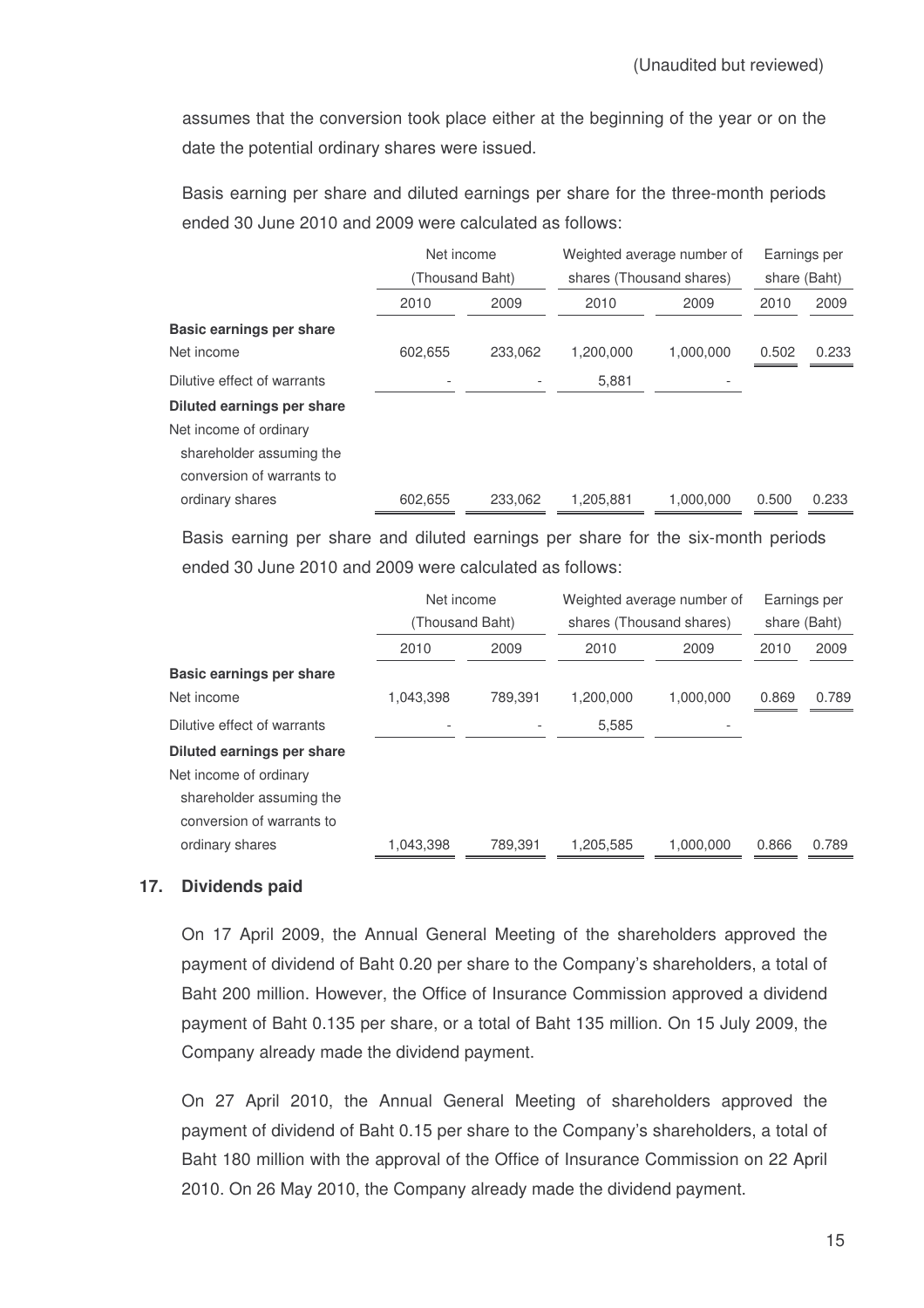(Unaudited but reviewed)

assumes that the conversion took place either at the beginning of the year or on the date the potential ordinary shares were issued.

Basis earning per share and diluted earnings per share for the three-month periods ended 30 June 2010 and 2009 were calculated as follows:

| | Net income (Thousand Baht) | | Weighted average number of shares (Thousand shares) | | Earnings per share (Baht) | |
|---|---|---|---|---|---|---|
| | 2010 | 2009 | 2010 | 2009 | 2010 | 2009 |
| **Basic earnings per share** | | | | | | |
| Net income | 602,655 | 233,062 | 1,200,000 | 1,000,000 | 0.502 | 0.233 |
| Dilutive effect of warrants | - | - | 5,881 | - | | |
| **Diluted earnings per share** | | | | | | |
| Net income of ordinary shareholder assuming the conversion of warrants to ordinary shares | 602,655 | 233,062 | 1,205,881 | 1,000,000 | 0.500 | 0.233 |

Basis earning per share and diluted earnings per share for the six-month periods ended 30 June 2010 and 2009 were calculated as follows:

| | Net income (Thousand Baht) | | Weighted average number of shares (Thousand shares) | | Earnings per share (Baht) | |
|---|---|---|---|---|---|---|
| | 2010 | 2009 | 2010 | 2009 | 2010 | 2009 |
| **Basic earnings per share** | | | | | | |
| Net income | 1,043,398 | 789,391 | 1,200,000 | 1,000,000 | 0.869 | 0.789 |
| Dilutive effect of warrants | - | - | 5,585 | - | | |
| **Diluted earnings per share** | | | | | | |
| Net income of ordinary shareholder assuming the conversion of warrants to ordinary shares | 1,043,398 | 789,391 | 1,205,585 | 1,000,000 | 0.866 | 0.789 |

## 17. Dividends paid

On 17 April 2009, the Annual General Meeting of the shareholders approved the payment of dividend of Baht 0.20 per share to the Company's shareholders, a total of Baht 200 million. However, the Office of Insurance Commission approved a dividend payment of Baht 0.135 per share, or a total of Baht 135 million. On 15 July 2009, the Company already made the dividend payment.

On 27 April 2010, the Annual General Meeting of shareholders approved the payment of dividend of Baht 0.15 per share to the Company's shareholders, a total of Baht 180 million with the approval of the Office of Insurance Commission on 22 April 2010. On 26 May 2010, the Company already made the dividend payment.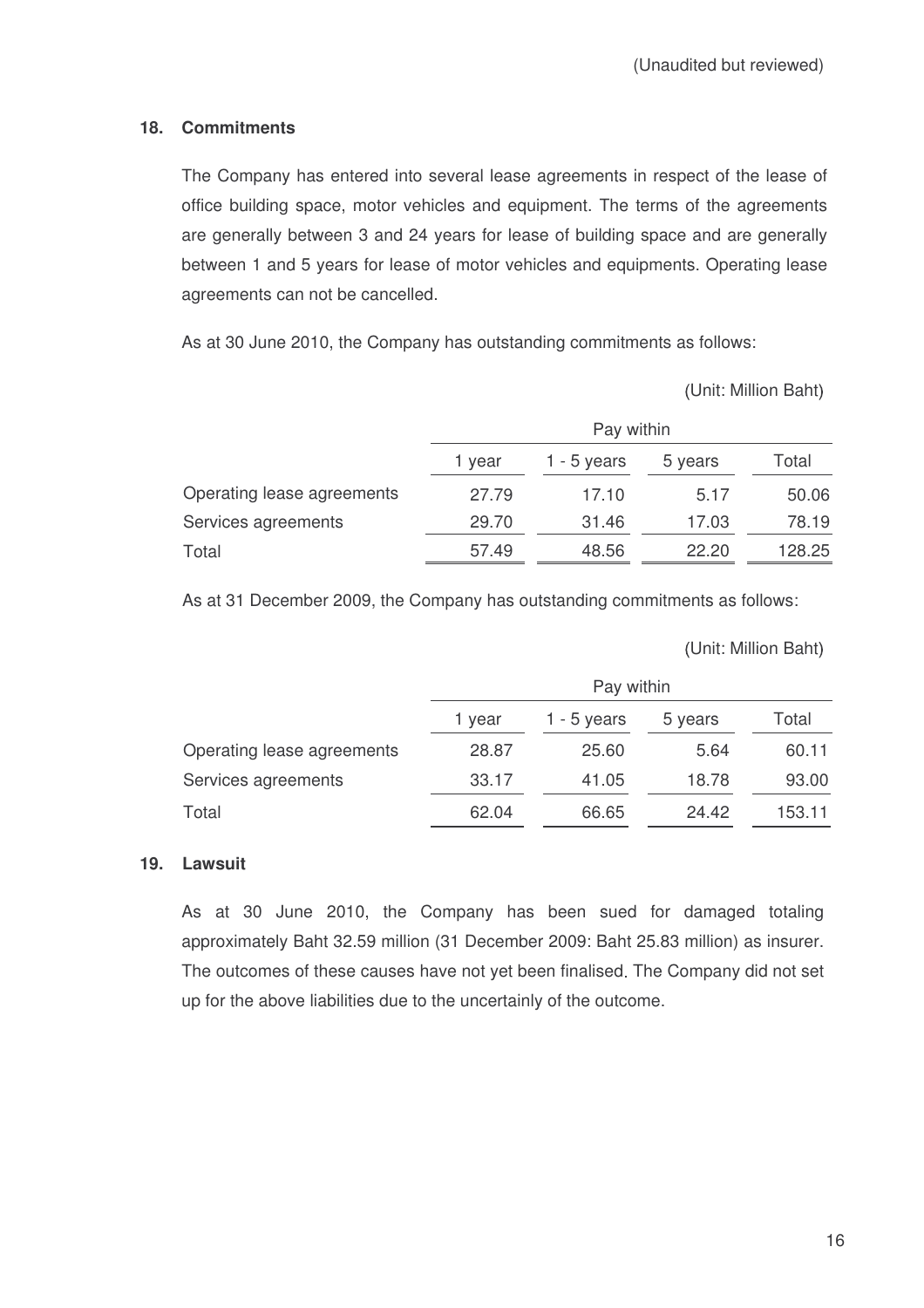(Unaudited but reviewed)

## 18. Commitments

The Company has entered into several lease agreements in respect of the lease of office building space, motor vehicles and equipment. The terms of the agreements are generally between 3 and 24 years for lease of building space and are generally between 1 and 5 years for lease of motor vehicles and equipments. Operating lease agreements can not be cancelled.

As at 30 June 2010, the Company has outstanding commitments as follows:

(Unit: Million Baht)

| | Pay within | | | |
|---|---|---|---|---|
| | 1 year | 1 - 5 years | 5 years | Total |
| Operating lease agreements | 27.79 | 17.10 | 5.17 | 50.06 |
| Services agreements | 29.70 | 31.46 | 17.03 | 78.19 |
| Total | 57.49 | 48.56 | 22.20 | 128.25 |

As at 31 December 2009, the Company has outstanding commitments as follows:

(Unit: Million Baht)

| | Pay within | | | |
|---|---|---|---|---|
| | 1 year | 1 - 5 years | 5 years | Total |
| Operating lease agreements | 28.87 | 25.60 | 5.64 | 60.11 |
| Services agreements | 33.17 | 41.05 | 18.78 | 93.00 |
| Total | 62.04 | 66.65 | 24.42 | 153.11 |

## 19. Lawsuit

As at 30 June 2010, the Company has been sued for damaged totaling approximately Baht 32.59 million (31 December 2009: Baht 25.83 million) as insurer. The outcomes of these causes have not yet been finalised. The Company did not set up for the above liabilities due to the uncertainly of the outcome.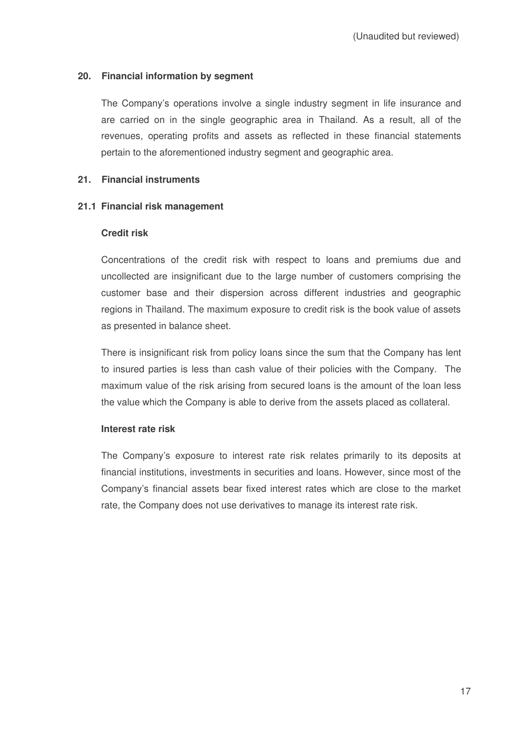(Unaudited but reviewed)

## 20. Financial information by segment

The Company's operations involve a single industry segment in life insurance and are carried on in the single geographic area in Thailand. As a result, all of the revenues, operating profits and assets as reflected in these financial statements pertain to the aforementioned industry segment and geographic area.

## 21. Financial instruments

### 21.1 Financial risk management

**Credit risk**

Concentrations of the credit risk with respect to loans and premiums due and uncollected are insignificant due to the large number of customers comprising the customer base and their dispersion across different industries and geographic regions in Thailand. The maximum exposure to credit risk is the book value of assets as presented in balance sheet.

There is insignificant risk from policy loans since the sum that the Company has lent to insured parties is less than cash value of their policies with the Company. The maximum value of the risk arising from secured loans is the amount of the loan less the value which the Company is able to derive from the assets placed as collateral.

**Interest rate risk**

The Company's exposure to interest rate risk relates primarily to its deposits at financial institutions, investments in securities and loans. However, since most of the Company's financial assets bear fixed interest rates which are close to the market rate, the Company does not use derivatives to manage its interest rate risk.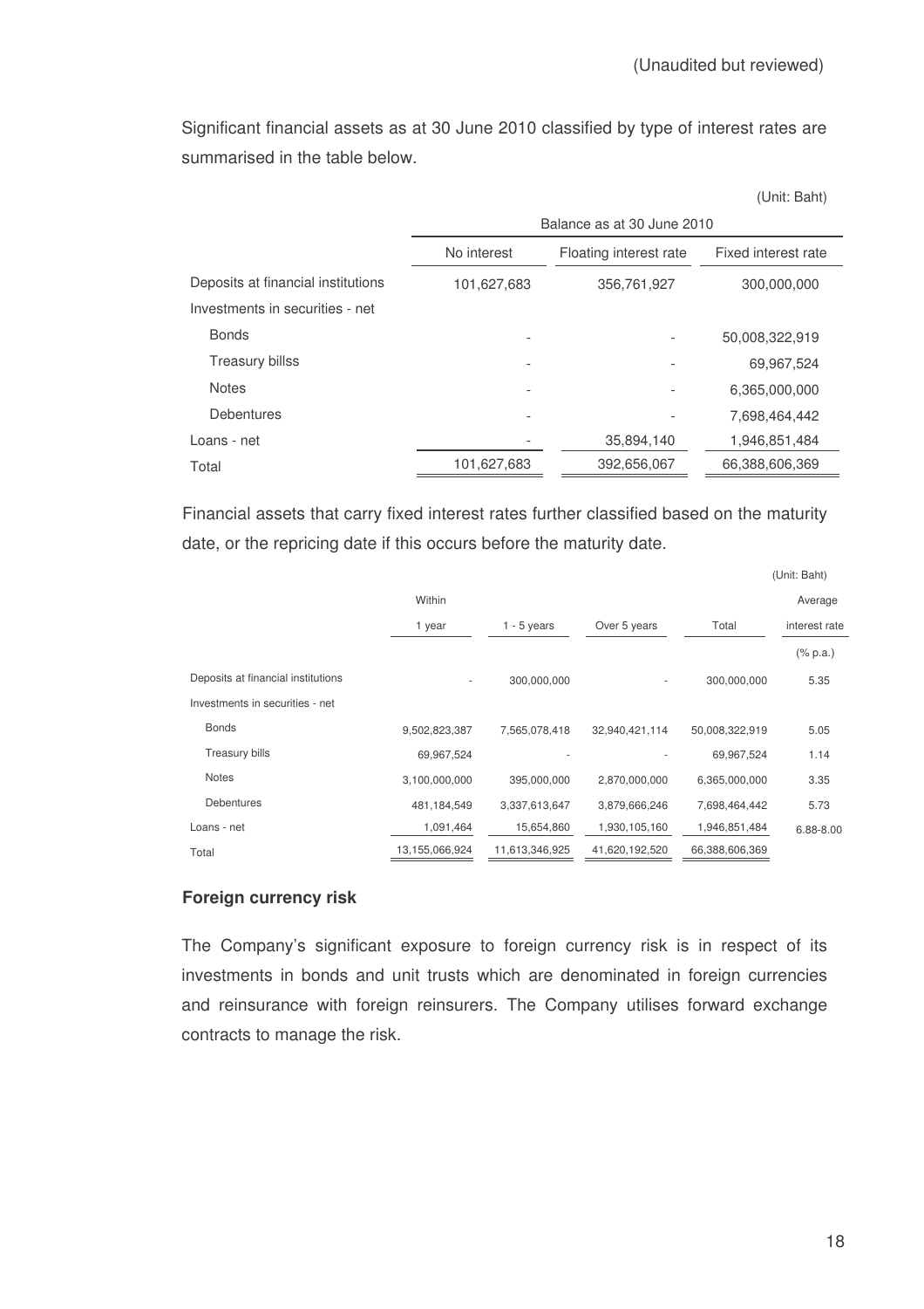(Unaudited but reviewed)

Significant financial assets as at 30 June 2010 classified by type of interest rates are summarised in the table below.

(Unit: Baht)

| | Balance as at 30 June 2010 | | |
|---|---|---|---|
| | No interest | Floating interest rate | Fixed interest rate |
| Deposits at financial institutions | 101,627,683 | 356,761,927 | 300,000,000 |
| Investments in securities - net | | | |
| Bonds | - | - | 50,008,322,919 |
| Treasury billss | - | - | 69,967,524 |
| Notes | - | - | 6,365,000,000 |
| Debentures | - | - | 7,698,464,442 |
| Loans - net | - | 35,894,140 | 1,946,851,484 |
| Total | 101,627,683 | 392,656,067 | 66,388,606,369 |

Financial assets that carry fixed interest rates further classified based on the maturity date, or the repricing date if this occurs before the maturity date.

(Unit: Baht)

| | Within 1 year | 1 - 5 years | Over 5 years | Total | Average interest rate |
|---|---|---|---|---|---|
| | | | | | (% p.a.) |
| Deposits at financial institutions | - | 300,000,000 | - | 300,000,000 | 5.35 |
| Investments in securities - net | | | | | |
| Bonds | 9,502,823,387 | 7,565,078,418 | 32,940,421,114 | 50,008,322,919 | 5.05 |
| Treasury bills | 69,967,524 | - | - | 69,967,524 | 1.14 |
| Notes | 3,100,000,000 | 395,000,000 | 2,870,000,000 | 6,365,000,000 | 3.35 |
| Debentures | 481,184,549 | 3,337,613,647 | 3,879,666,246 | 7,698,464,442 | 5.73 |
| Loans - net | 1,091,464 | 15,654,860 | 1,930,105,160 | 1,946,851,484 | 6.88-8.00 |
| Total | 13,155,066,924 | 11,613,346,925 | 41,620,192,520 | 66,388,606,369 | |

**Foreign currency risk**

The Company's significant exposure to foreign currency risk is in respect of its investments in bonds and unit trusts which are denominated in foreign currencies and reinsurance with foreign reinsurers. The Company utilises forward exchange contracts to manage the risk.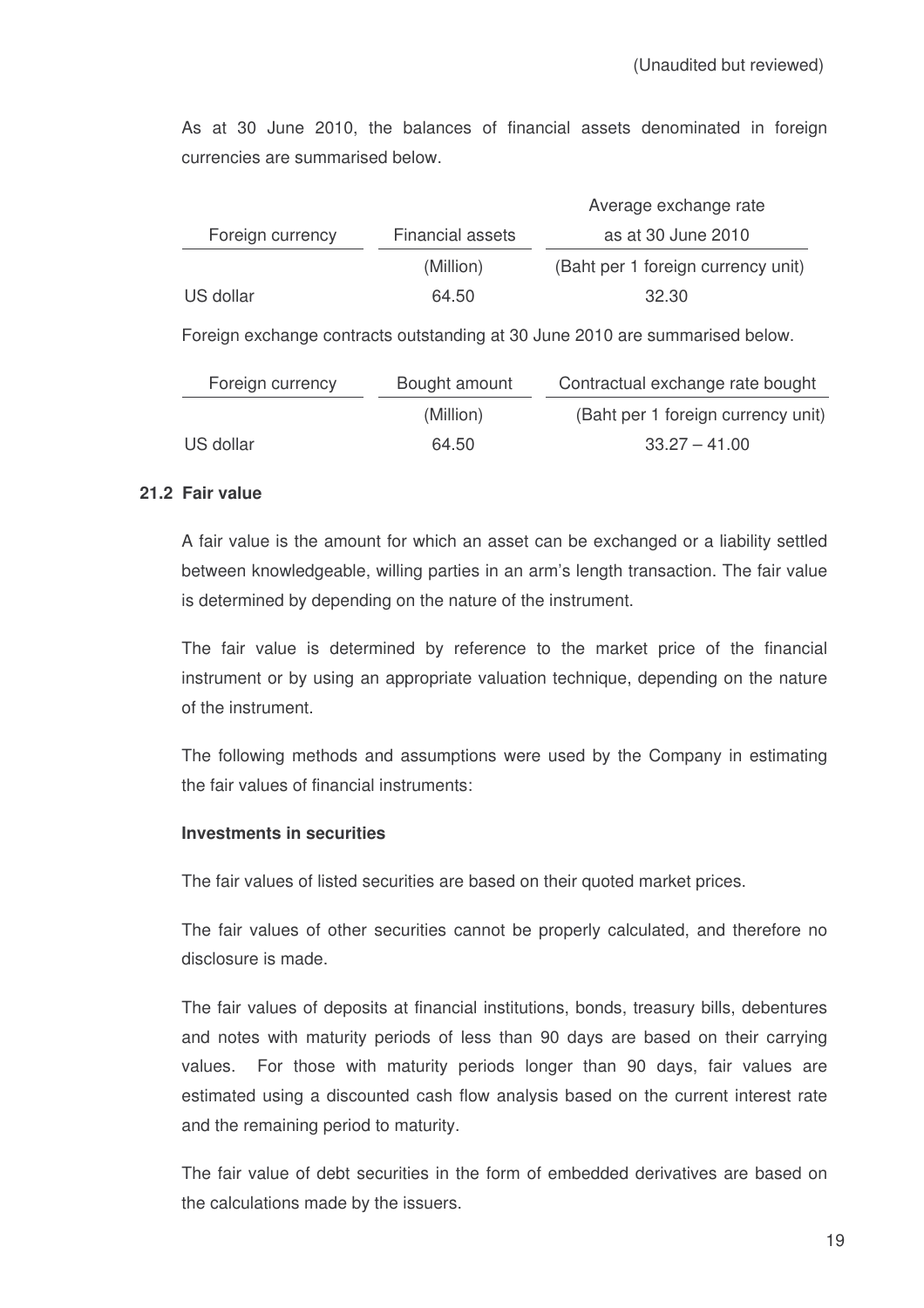(Unaudited but reviewed)

As at 30 June 2010, the balances of financial assets denominated in foreign currencies are summarised below.

| Foreign currency | Financial assets | Average exchange rate as at 30 June 2010 |
|---|---|---|
| | (Million) | (Baht per 1 foreign currency unit) |
| US dollar | 64.50 | 32.30 |

Foreign exchange contracts outstanding at 30 June 2010 are summarised below.

| Foreign currency | Bought amount | Contractual exchange rate bought |
|---|---|---|
| | (Million) | (Baht per 1 foreign currency unit) |
| US dollar | 64.50 | 33.27 – 41.00 |

### 21.2 Fair value

A fair value is the amount for which an asset can be exchanged or a liability settled between knowledgeable, willing parties in an arm's length transaction. The fair value is determined by depending on the nature of the instrument.

The fair value is determined by reference to the market price of the financial instrument or by using an appropriate valuation technique, depending on the nature of the instrument.

The following methods and assumptions were used by the Company in estimating the fair values of financial instruments:

**Investments in securities**

The fair values of listed securities are based on their quoted market prices.

The fair values of other securities cannot be properly calculated, and therefore no disclosure is made.

The fair values of deposits at financial institutions, bonds, treasury bills, debentures and notes with maturity periods of less than 90 days are based on their carrying values. For those with maturity periods longer than 90 days, fair values are estimated using a discounted cash flow analysis based on the current interest rate and the remaining period to maturity.

The fair value of debt securities in the form of embedded derivatives are based on the calculations made by the issuers.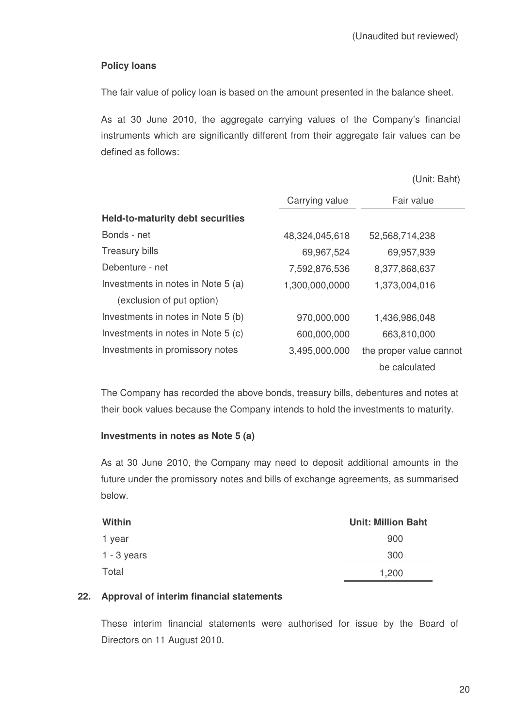(Unaudited but reviewed)

**Policy loans**

The fair value of policy loan is based on the amount presented in the balance sheet.

As at 30 June 2010, the aggregate carrying values of the Company's financial instruments which are significantly different from their aggregate fair values can be defined as follows:

(Unit: Baht)

| | Carrying value | Fair value |
|---|---|---|
| **Held-to-maturity debt securities** | | |
| Bonds - net | 48,324,045,618 | 52,568,714,238 |
| Treasury bills | 69,967,524 | 69,957,939 |
| Debenture - net | 7,592,876,536 | 8,377,868,637 |
| Investments in notes in Note 5 (a) (exclusion of put option) | 1,300,000,0000 | 1,373,004,016 |
| Investments in notes in Note 5 (b) | 970,000,000 | 1,436,986,048 |
| Investments in notes in Note 5 (c) | 600,000,000 | 663,810,000 |
| Investments in promissory notes | 3,495,000,000 | the proper value cannot be calculated |

The Company has recorded the above bonds, treasury bills, debentures and notes at their book values because the Company intends to hold the investments to maturity.

**Investments in notes as Note 5 (a)**

As at 30 June 2010, the Company may need to deposit additional amounts in the future under the promissory notes and bills of exchange agreements, as summarised below.

| Within | Unit: Million Baht |
|---|---|
| 1 year | 900 |
| 1 - 3 years | 300 |
| Total | 1,200 |

## 22. Approval of interim financial statements

These interim financial statements were authorised for issue by the Board of Directors on 11 August 2010.